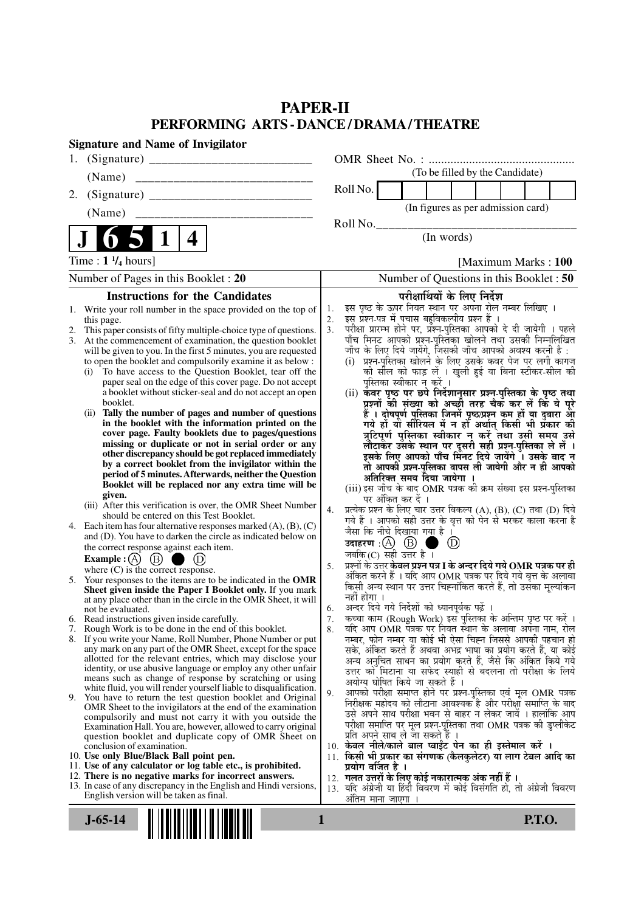# PAPER-II
## PERFORMING ARTS - DANCE / DRAMA / THEATRE

**Signature and Name of Invigilator**

1. (Signature) __________________________

   (Name) __________________________

2. (Signature) __________________________

   (Name) __________________________

OMR Sheet No. : ...............................................

(To be filled by the Candidate)

Roll No. | | | | | | | | |

(In figures as per admission card)

Roll No.________________________________

(In words)

**J 6 5 1 4**

Time : **1 ¹/₄ hours**] [Maximum Marks : **100**

Number of Pages in this Booklet : 20

Number of Questions in this Booklet : 50

### Instructions for the Candidates

1. Write your roll number in the space provided on the top of this page.
2. This paper consists of fifty multiple-choice type of questions.
3. At the commencement of examination, the question booklet will be given to you. In the first 5 minutes, you are requested to open the booklet and compulsorily examine it as below :
   (i) To have access to the Question Booklet, tear off the paper seal on the edge of this cover page. Do not accept a booklet without sticker-seal and do not accept an open booklet.
   (ii) **Tally the number of pages and number of questions in the booklet with the information printed on the cover page. Faulty booklets due to pages/questions missing or duplicate or not in serial order or any other discrepancy should be got replaced immediately by a correct booklet from the invigilator within the period of 5 minutes. Afterwards, neither the Question Booklet will be replaced nor any extra time will be given.**
   (iii) After this verification is over, the OMR Sheet Number should be entered on this Test Booklet.
4. Each item has four alternative responses marked (A), (B), (C) and (D). You have to darken the circle as indicated below on the correct response against each item.
   **Example :** (A) (B) ● (D)
   where (C) is the correct response.
5. Your responses to the items are to be indicated in the **OMR Sheet given inside the Paper I Booklet only.** If you mark at any place other than in the circle in the OMR Sheet, it will not be evaluated.
6. Read instructions given inside carefully.
7. Rough Work is to be done in the end of this booklet.
8. If you write your Name, Roll Number, Phone Number or put any mark on any part of the OMR Sheet, except for the space allotted for the relevant entries, which may disclose your identity, or use abusive language or employ any other unfair means such as change of response by scratching or using white fluid, you will render yourself liable to disqualification.
9. You have to return the test question booklet and Original OMR Sheet to the invigilators at the end of the examination compulsorily and must not carry it with you outside the Examination Hall. You are, however, allowed to carry original question booklet and duplicate copy of OMR Sheet on conclusion of examination.
10. **Use only Blue/Black Ball point pen.**
11. **Use of any calculator or log table etc., is prohibited.**
12. **There is no negative marks for incorrect answers.**
13. In case of any discrepancy in the English and Hindi versions, English version will be taken as final.

### परीक्षार्थियों के लिए निर्देश

1. इस पृष्ठ के ऊपर नियत स्थान पर अपना रोल नम्बर लिखिए ।
2. इस प्रश्न-पत्र में पचास बहुविकल्पीय प्रश्न हैं ।
3. परीक्षा प्रारम्भ होने पर, प्रश्न-पुस्तिका आपको दे दी जायेगी । पहले पाँच मिनट आपको प्रश्न-पुस्तिका खोलने तथा उसकी निम्नलिखित जाँच के लिए दिये जायेंगे, जिसकी जाँच आपको अवश्य करनी है :
   (i) प्रश्न-पुस्तिका खोलने के लिए उसके कवर पेज पर लगी कागज की सील को फाड़ लें । खुली हुई या बिना स्टीकर-सील की पुस्तिका स्वीकार न करें ।
   (ii) **कवर पृष्ठ पर छपे निर्देशानुसार प्रश्न-पुस्तिका के पृष्ठ तथा प्रश्नों की संख्या को अच्छी तरह चैक कर लें कि ये पूरे हैं । दोषपूर्ण पुस्तिका जिनमें पृष्ठ/प्रश्न कम हों या दुबारा आ गये हों या सीरियल में न हों अर्थात् किसी भी प्रकार की त्रुटिपूर्ण पुस्तिका स्वीकार न करें तथा उसी समय उसे लौटाकर उसके स्थान पर दूसरी सही प्रश्न-पुस्तिका ले लें । इसके लिए आपको पाँच मिनट दिये जायेंगे । उसके बाद न तो आपकी प्रश्न-पुस्तिका वापस ली जायेगी और न ही आपको अतिरिक्त समय दिया जायेगा ।**
   (iii) इस जाँच के बाद OMR पत्रक की क्रम संख्या इस प्रश्न-पुस्तिका पर अंकित कर दें ।
4. प्रत्येक प्रश्न के लिए चार उत्तर विकल्प (A), (B), (C) तथा (D) दिये गये हैं । आपको सही उत्तर के वृत्त को पेन से भरकर काला करना है जैसा कि नीचे दिखाया गया है ।
   **उदाहरण :** (A) (B) ● (D)
   जबकि (C) सही उत्तर है ।
5. प्रश्नों के उत्तर **केवल प्रश्न पत्र I के अन्दर दिये गये OMR पत्रक पर ही** अंकित करने हैं । यदि आप OMR पत्रक पर दिये गये वृत्त के अलावा किसी अन्य स्थान पर उत्तर चिह्नांकित करते हैं, तो उसका मूल्यांकन नहीं होगा ।
6. अन्दर दिये गये निर्देशों को ध्यानपूर्वक पढ़ें ।
7. कच्चा काम (Rough Work) इस पुस्तिका के अन्तिम पृष्ठ पर करें ।
8. यदि आप OMR पत्रक पर नियत स्थान के अलावा अपना नाम, रोल नम्बर, फोन नम्बर या कोई भी ऐसा चिह्न जिससे आपकी पहचान हो सके, अंकित करते हैं अथवा अभद्र भाषा का प्रयोग करते हैं, या कोई अन्य अनुचित साधन का प्रयोग करते हैं, जैसे कि अंकित किये गये उत्तर को मिटाना या सफेद स्याही से बदलना तो परीक्षा के लिये अयोग्य घोषित किये जा सकते हैं ।
9. आपको परीक्षा समाप्त होने पर प्रश्न-पुस्तिका एवं मूल OMR पत्रक निरीक्षक महोदय को लौटाना आवश्यक है और परीक्षा समाप्ति के बाद उसे अपने साथ परीक्षा भवन से बाहर न लेकर जायें । हालांकि आप परीक्षा समाप्ति पर मूल प्रश्न-पुस्तिका तथा OMR पत्रक की डुप्लीकेट प्रति अपने साथ ले जा सकते हैं ।
10. **केवल नीले/काले बाल प्वाईंट पेन का ही इस्तेमाल करें ।**
11. **किसी भी प्रकार का संगणक (कैलकुलेटर) या लाग टेबल आदि का प्रयोग वर्जित है ।**
12. **गलत उत्तरों के लिए कोई नकारात्मक अंक नहीं हैं ।**
13. यदि अंग्रेजी या हिंदी विवरण में कोई विसंगति हो, तो अंग्रेजी विवरण अंतिम माना जाएगा ।

**J-65-14** **P.T.O.**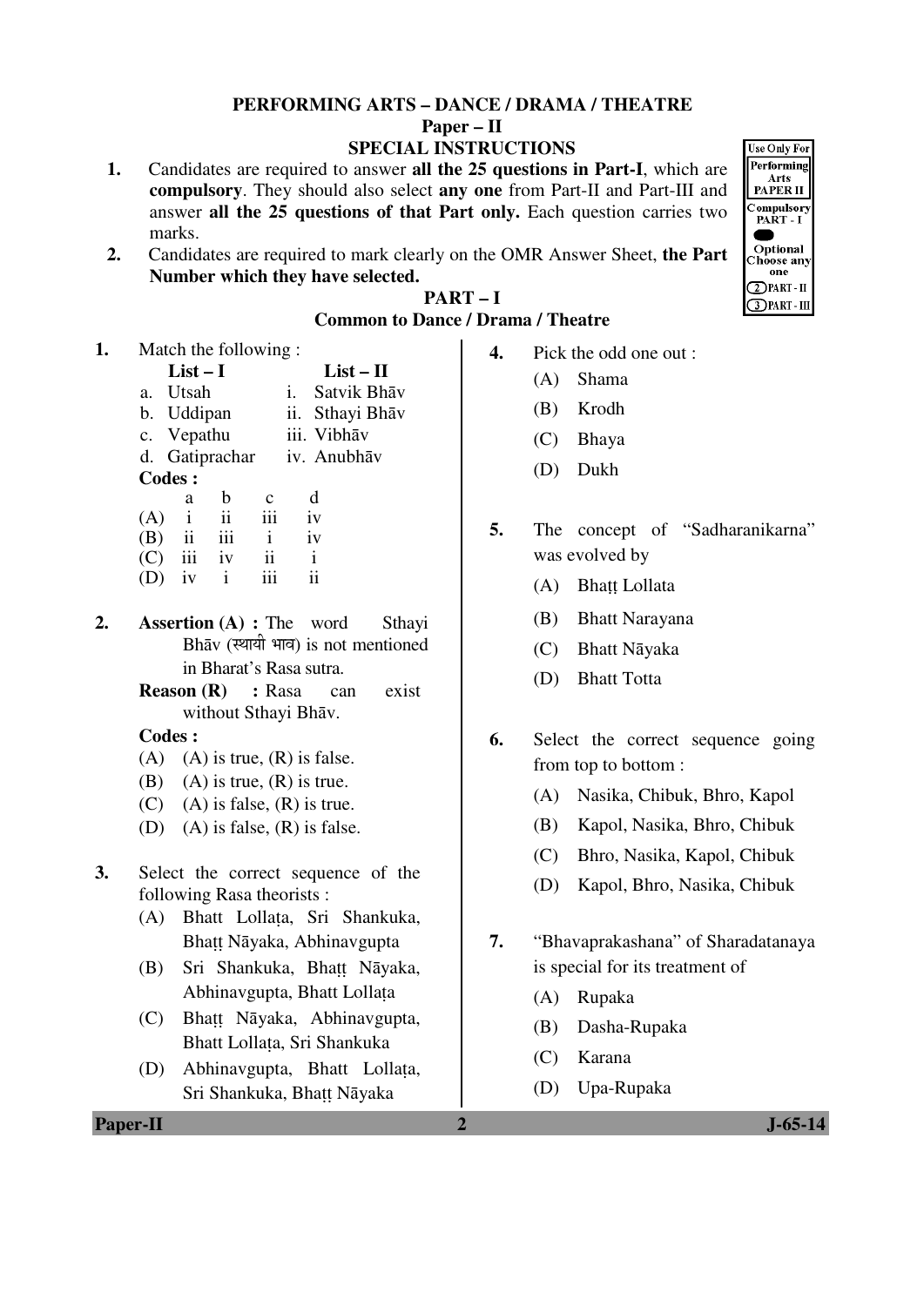# PERFORMING ARTS – DANCE / DRAMA / THEATRE

## Paper – II

### SPECIAL INSTRUCTIONS

1. Candidates are required to answer **all the 25 questions in Part-I**, which are **compulsory**. They should also select **any one** from Part-II and Part-III and answer **all the 25 questions of that Part only.** Each question carries two marks.
2. Candidates are required to mark clearly on the OMR Answer Sheet, **the Part Number which they have selected.**

Use Only For Performing Arts PAPER II
Compulsory PART - I
Optional Choose any one
2 PART - II
3 PART - III

## PART – I

### Common to Dance / Drama / Theatre

**1.** Match the following :

| List – I | List – II |
|---|---|
| a. Utsah | i. Satvik Bhāv |
| b. Uddipan | ii. Sthayi Bhāv |
| c. Vepathu | iii. Vibhāv |
| d. Gatiprachar | iv. Anubhāv |

**Codes :**

| | a | b | c | d |
|---|---|---|---|---|
| (A) | i | ii | iii | iv |
| (B) | ii | iii | i | iv |
| (C) | iii | iv | ii | i |
| (D) | iv | i | iii | ii |

**2.** **Assertion (A) :** The word Sthayi Bhāv (स्थायी भाव) is not mentioned in Bharat's Rasa sutra.

**Reason (R) :** Rasa can exist without Sthayi Bhāv.

**Codes :**

(A) (A) is true, (R) is false.
(B) (A) is true, (R) is true.
(C) (A) is false, (R) is true.
(D) (A) is false, (R) is false.

**3.** Select the correct sequence of the following Rasa theorists :

(A) Bhatt Lollaṭa, Sri Shankuka, Bhaṭṭ Nāyaka, Abhinavgupta
(B) Sri Shankuka, Bhaṭṭ Nāyaka, Abhinavgupta, Bhatt Lollaṭa
(C) Bhaṭṭ Nāyaka, Abhinavgupta, Bhatt Lollaṭa, Sri Shankuka
(D) Abhinavgupta, Bhatt Lollaṭa, Sri Shankuka, Bhaṭṭ Nāyaka

**4.** Pick the odd one out :

(A) Shama
(B) Krodh
(C) Bhaya
(D) Dukh

**5.** The concept of "Sadharanikarna" was evolved by

(A) Bhaṭṭ Lollata
(B) Bhatt Narayana
(C) Bhatt Nāyaka
(D) Bhatt Totta

**6.** Select the correct sequence going from top to bottom :

(A) Nasika, Chibuk, Bhro, Kapol
(B) Kapol, Nasika, Bhro, Chibuk
(C) Bhro, Nasika, Kapol, Chibuk
(D) Kapol, Bhro, Nasika, Chibuk

**7.** "Bhavaprakashana" of Sharadatanaya is special for its treatment of

(A) Rupaka
(B) Dasha-Rupaka
(C) Karana
(D) Upa-Rupaka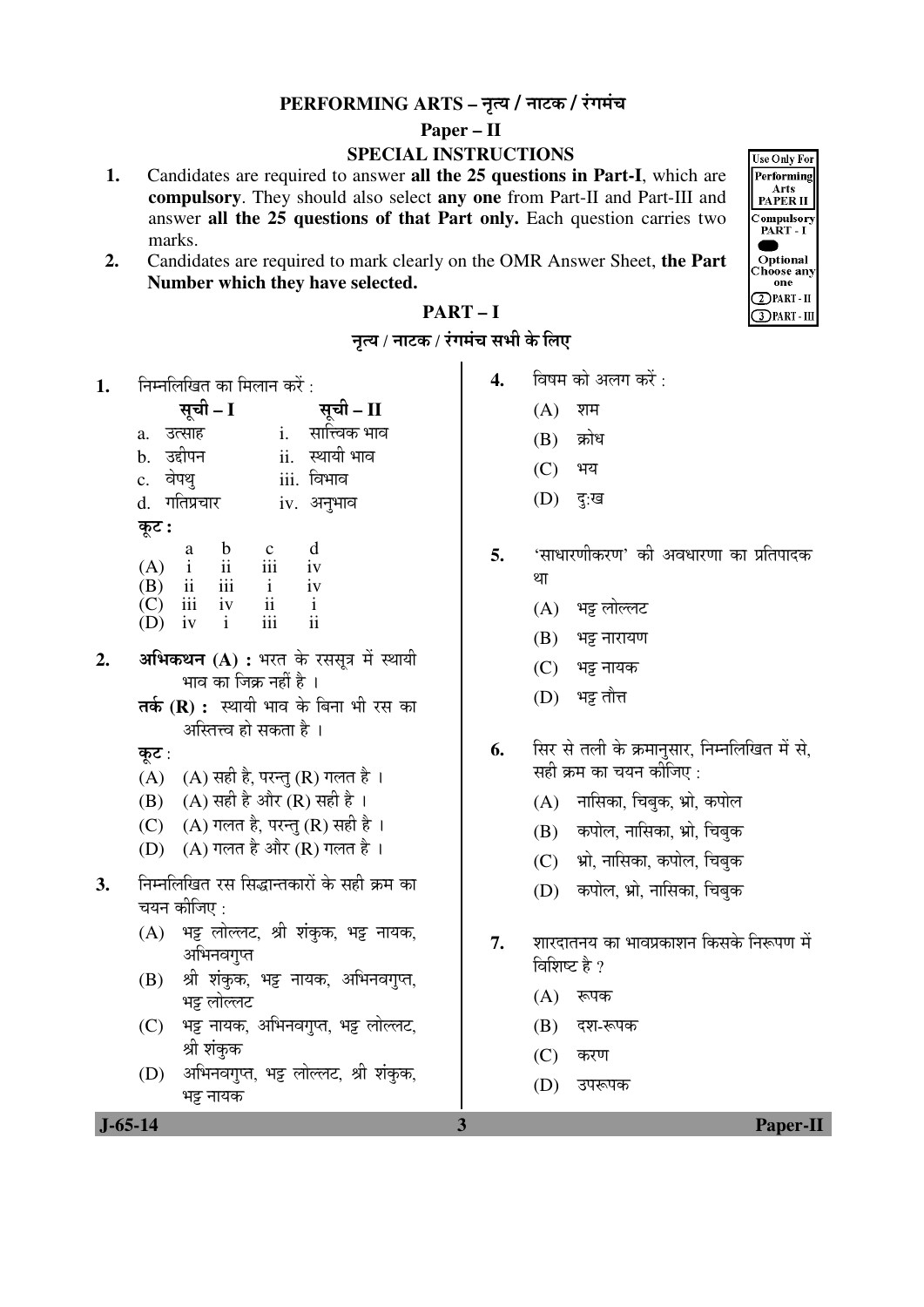## PERFORMING ARTS – नृत्य / नाटक / रंगमंच

### Paper – II

### SPECIAL INSTRUCTIONS

1. Candidates are required to answer **all the 25 questions in Part-I**, which are **compulsory**. They should also select **any one** from Part-II and Part-III and answer **all the 25 questions of that Part only.** Each question carries two marks.
2. Candidates are required to mark clearly on the OMR Answer Sheet, **the Part Number which they have selected.**

Use Only For Performing Arts PAPER II
Compulsory PART - I
Optional Choose any one
(2) PART - II
(3) PART - III

## PART – I

### नृत्य / नाटक / रंगमंच सभी के लिए

**1.** निम्नलिखित का मिलान करें :

| सूची – I | सूची – II |
|---|---|
| a. उत्साह | i. सात्त्विक भाव |
| b. उद्दीपन | ii. स्थायी भाव |
| c. वेपथु | iii. विभाव |
| d. गतिप्रचार | iv. अनुभाव |

**कूट :**

| | a | b | c | d |
|---|---|---|---|---|
| (A) | i | ii | iii | iv |
| (B) | ii | iii | i | iv |
| (C) | iii | iv | ii | i |
| (D) | iv | i | iii | ii |

**2.** **अभिकथन (A) :** भरत के रससूत्र में स्थायी भाव का जिक्र नहीं है ।

**तर्क (R) :** स्थायी भाव के बिना भी रस का अस्तित्त्व हो सकता है ।

**कूट** :

(A) (A) सही है, परन्तु (R) गलत है ।
(B) (A) सही है और (R) सही है ।
(C) (A) गलत है, परन्तु (R) सही है ।
(D) (A) गलत है और (R) गलत है ।

**3.** निम्नलिखित रस सिद्धान्तकारों के सही क्रम का चयन कीजिए :

(A) भट्ट लोल्लट, श्री शंकुक, भट्ट नायक, अभिनवगुप्त
(B) श्री शंकुक, भट्ट नायक, अभिनवगुप्त, भट्ट लोल्लट
(C) भट्ट नायक, अभिनवगुप्त, भट्ट लोल्लट, श्री शंकुक
(D) अभिनवगुप्त, भट्ट लोल्लट, श्री शंकुक, भट्ट नायक

**4.** विषम को अलग करें :

(A) शम
(B) क्रोध
(C) भय
(D) दुःख

**5.** 'साधारणीकरण' की अवधारणा का प्रतिपादक था

(A) भट्ट लोल्लट
(B) भट्ट नारायण
(C) भट्ट नायक
(D) भट्ट तौत्त

**6.** सिर से तली के क्रमानुसार, निम्नलिखित में से, सही क्रम का चयन कीजिए :

(A) नासिका, चिबुक, भ्रो, कपोल
(B) कपोल, नासिका, भ्रो, चिबुक
(C) भ्रो, नासिका, कपोल, चिबुक
(D) कपोल, भ्रो, नासिका, चिबुक

**7.** शारदातनय का भावप्रकाशन किसके निरूपण में विशिष्ट है ?

(A) रूपक
(B) दश-रूपक
(C) करण
(D) उपरूपक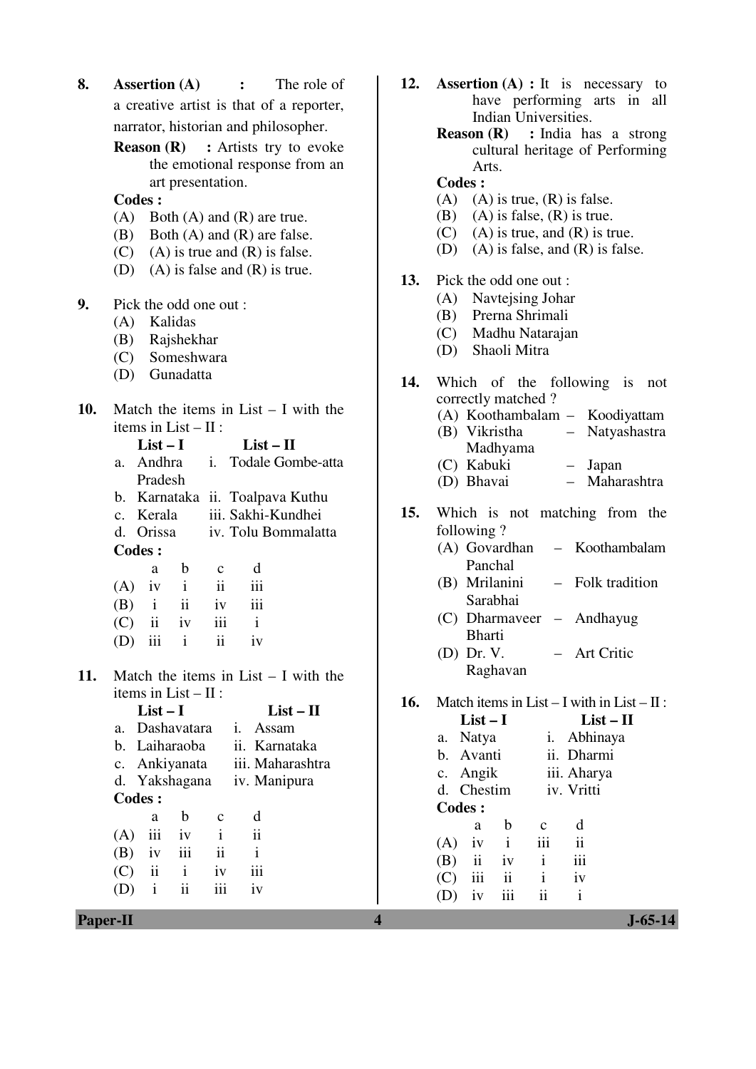**8.** **Assertion (A)** : The role of a creative artist is that of a reporter, narrator, historian and philosopher.

**Reason (R)** : Artists try to evoke the emotional response from an art presentation.

**Codes :**

(A) Both (A) and (R) are true.
(B) Both (A) and (R) are false.
(C) (A) is true and (R) is false.
(D) (A) is false and (R) is true.

**9.** Pick the odd one out :

(A) Kalidas
(B) Rajshekhar
(C) Someshwara
(D) Gunadatta

**10.** Match the items in List – I with the items in List – II :

| | List – I | | List – II |
|---|---|---|---|
| a. | Andhra Pradesh | i. | Todale Gombe-atta |
| b. | Karnataka | ii. | Toalpava Kuthu |
| c. | Kerala | iii. | Sakhi-Kundhei |
| d. | Orissa | iv. | Tolu Bommalatta |

**Codes :**

| | a | b | c | d |
|---|---|---|---|---|
| (A) | iv | i | ii | iii |
| (B) | i | ii | iv | iii |
| (C) | ii | iv | iii | i |
| (D) | iii | i | ii | iv |

**11.** Match the items in List – I with the items in List – II :

| | List – I | | List – II |
|---|---|---|---|
| a. | Dashavatara | i. | Assam |
| b. | Laiharaoba | ii. | Karnataka |
| c. | Ankiyanata | iii. | Maharashtra |
| d. | Yakshagana | iv. | Manipura |

**Codes :**

| | a | b | c | d |
|---|---|---|---|---|
| (A) | iii | iv | i | ii |
| (B) | iv | iii | ii | i |
| (C) | ii | i | iv | iii |
| (D) | i | ii | iii | iv |

**12.** **Assertion (A) :** It is necessary to have performing arts in all Indian Universities.

**Reason (R)** : India has a strong cultural heritage of Performing Arts.

**Codes :**

(A) (A) is true, (R) is false.
(B) (A) is false, (R) is true.
(C) (A) is true, and (R) is true.
(D) (A) is false, and (R) is false.

**13.** Pick the odd one out :

(A) Navtejsing Johar
(B) Prerna Shrimali
(C) Madhu Natarajan
(D) Shaoli Mitra

**14.** Which of the following is not correctly matched ?

(A) Koothambalam – Koodiyattam
(B) Vikristha Madhyama – Natyashastra
(C) Kabuki – Japan
(D) Bhavai – Maharashtra

**15.** Which is not matching from the following ?

(A) Govardhan Panchal – Koothambalam
(B) Mrilanini Sarabhai – Folk tradition
(C) Dharmaveer Bharti – Andhayug
(D) Dr. V. Raghavan – Art Critic

**16.** Match items in List – I with in List – II :

| | List – I | | List – II |
|---|---|---|---|
| a. | Natya | i. | Abhinaya |
| b. | Avanti | ii. | Dharmi |
| c. | Angik | iii. | Aharya |
| d. | Chestim | iv. | Vritti |

**Codes :**

| | a | b | c | d |
|---|---|---|---|---|
| (A) | iv | i | iii | ii |
| (B) | ii | iv | i | iii |
| (C) | iii | ii | i | iv |
| (D) | iv | iii | ii | i |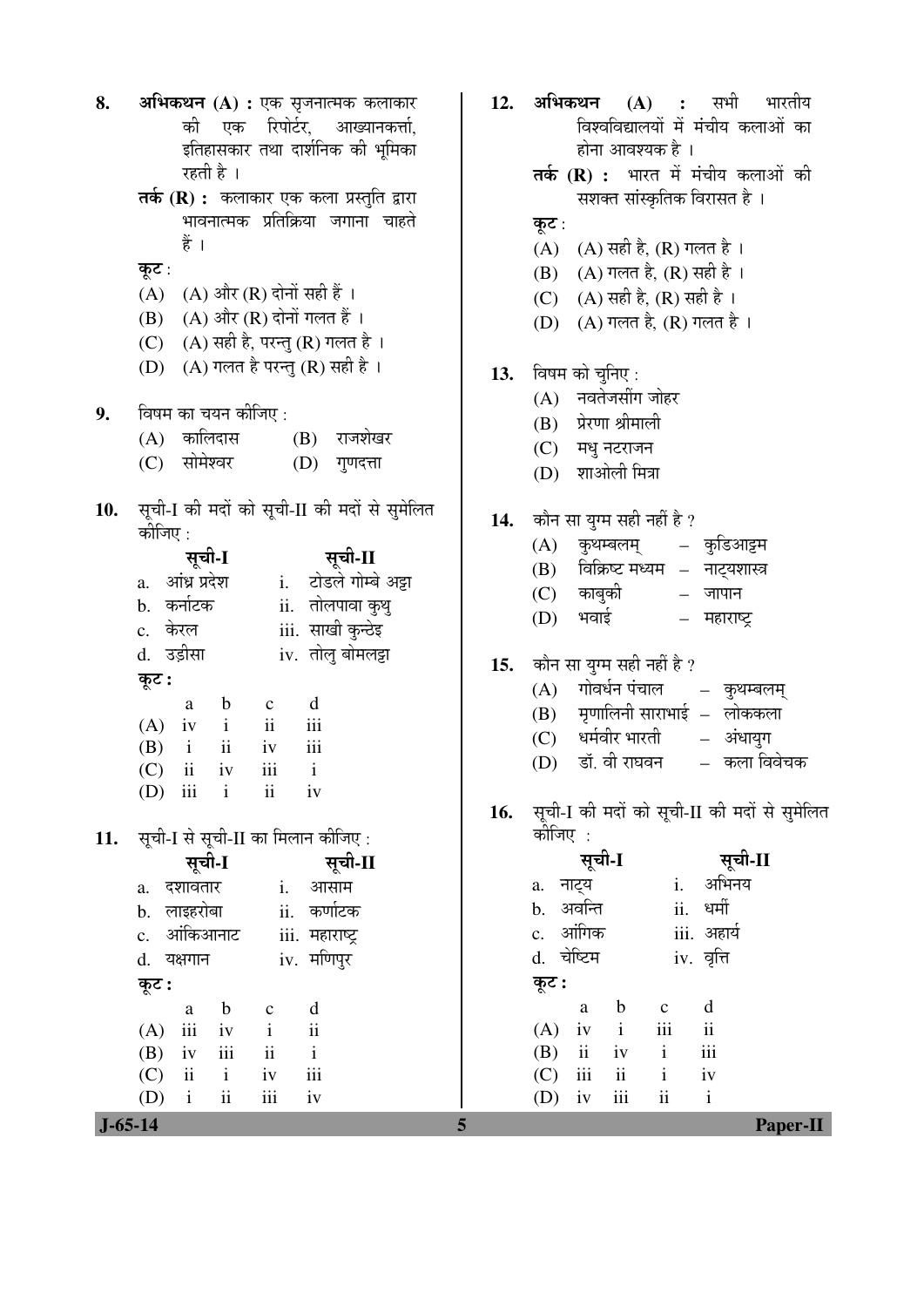8. **अभिकथन (A) :** एक सृजनात्मक कलाकार की एक रिपोर्टर, आख्यानकर्त्ता, इतिहासकार तथा दार्शनिक की भूमिका रहती है ।

   **तर्क (R) :** कलाकार एक कला प्रस्तुति द्वारा भावनात्मक प्रतिक्रिया जगाना चाहते हैं ।

   **कूट :**

   (A) (A) और (R) दोनों सही हैं ।

   (B) (A) और (R) दोनों गलत हैं ।

   (C) (A) सही है, परन्तु (R) गलत है ।

   (D) (A) गलत है परन्तु (R) सही है ।

9. विषम का चयन कीजिए :

   (A) कालिदास  (B) राजशेखर

   (C) सोमेश्वर  (D) गुणदत्ता

10. सूची-I की मदों को सूची-II की मदों से सुमेलित कीजिए :

| सूची-I | सूची-II |
|---|---|
| a. आंध्र प्रदेश | i. टोडले गोम्बे अट्टा |
| b. कर्नाटक | ii. तोलपावा कुथु |
| c. केरल | iii. साखी कुन्डेइ |
| d. उड़ीसा | iv. तोलु बोमलट्टा |

**कूट :**

| | a | b | c | d |
|---|---|---|---|---|
| (A) | iv | i | ii | iii |
| (B) | i | ii | iv | iii |
| (C) | ii | iv | iii | i |
| (D) | iii | i | ii | iv |

11. सूची-I से सूची-II का मिलान कीजिए :

| सूची-I | सूची-II |
|---|---|
| a. दशावतार | i. आसाम |
| b. लाइहरोबा | ii. कर्णाटक |
| c. आंकिआनाट | iii. महाराष्ट्र |
| d. यक्षगान | iv. मणिपुर |

**कूट :**

| | a | b | c | d |
|---|---|---|---|---|
| (A) | iii | iv | i | ii |
| (B) | iv | iii | ii | i |
| (C) | ii | i | iv | iii |
| (D) | i | ii | iii | iv |

12. **अभिकथन (A) :** सभी भारतीय विश्वविद्यालयों में मंचीय कलाओं का होना आवश्यक है ।

    **तर्क (R) :** भारत में मंचीय कलाओं की सशक्त सांस्कृतिक विरासत है ।

    **कूट :**

    (A) (A) सही है, (R) गलत है ।

    (B) (A) गलत है, (R) सही है ।

    (C) (A) सही है, (R) सही है ।

    (D) (A) गलत है, (R) गलत है ।

13. विषम को चुनिए :

    (A) नवतेजसींग जोहर

    (B) प्रेरणा श्रीमाली

    (C) मधु नटराजन

    (D) शाओली मित्रा

14. कौन सा युग्म सही नहीं है ?

    (A) कुथम्बलम् – कुडिआट्टम

    (B) विक्रिष्ट मध्यम – नाट्यशास्त्र

    (C) काबुकी – जापान

    (D) भवाई – महाराष्ट्र

15. कौन सा युग्म सही नहीं है ?

    (A) गोवर्धन पंचाल – कुथम्बलम्

    (B) मृणालिनी साराभाई – लोककला

    (C) धर्मवीर भारती – अंधायुग

    (D) डॉ. वी राघवन – कला विवेचक

16. सूची-I की मदों को सूची-II की मदों से सुमेलित कीजिए :

| सूची-I | सूची-II |
|---|---|
| a. नाट्य | i. अभिनय |
| b. अवन्ति | ii. धर्मी |
| c. आंगिक | iii. अहार्य |
| d. चेष्टिम | iv. वृत्ति |

**कूट :**

| | a | b | c | d |
|---|---|---|---|---|
| (A) | iv | i | iii | ii |
| (B) | ii | iv | i | iii |
| (C) | iii | ii | i | iv |
| (D) | iv | iii | ii | i |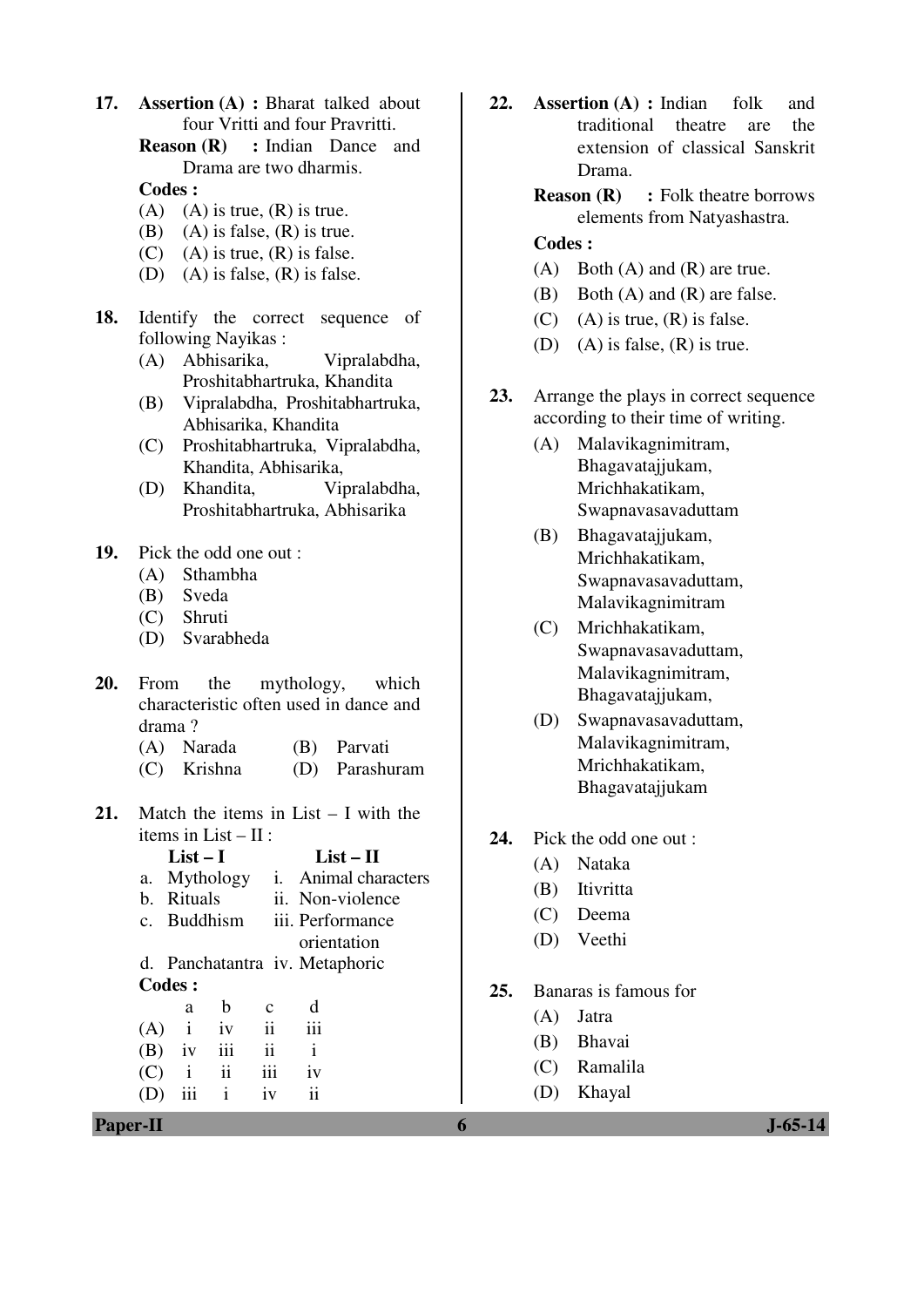17. **Assertion (A) :** Bharat talked about four Vritti and four Pravritti.

    **Reason (R) :** Indian Dance and Drama are two dharmis.

    **Codes :**

    (A) (A) is true, (R) is true.

    (B) (A) is false, (R) is true.

    (C) (A) is true, (R) is false.

    (D) (A) is false, (R) is false.

18. Identify the correct sequence of following Nayikas :

    (A) Abhisarika, Vipralabdha, Proshitabhartruka, Khandita

    (B) Vipralabdha, Proshitabhartruka, Abhisarika, Khandita

    (C) Proshitabhartruka, Vipralabdha, Khandita, Abhisarika,

    (D) Khandita, Vipralabdha, Proshitabhartruka, Abhisarika

19. Pick the odd one out :

    (A) Sthambha

    (B) Sveda

    (C) Shruti

    (D) Svarabheda

20. From the mythology, which characteristic often used in dance and drama ?

    (A) Narada (B) Parvati

    (C) Krishna (D) Parashuram

21. Match the items in List – I with the items in List – II :

| List – I | List – II |
|---|---|
| a. Mythology | i. Animal characters |
| b. Rituals | ii. Non-violence |
| c. Buddhism | iii. Performance orientation |
| d. Panchatantra | iv. Metaphoric |

**Codes :**

| | a | b | c | d |
|---|---|---|---|---|
| (A) | i | iv | ii | iii |
| (B) | iv | iii | ii | i |
| (C) | i | ii | iii | iv |
| (D) | iii | i | iv | ii |

22. **Assertion (A) :** Indian folk and traditional theatre are the extension of classical Sanskrit Drama.

    **Reason (R) :** Folk theatre borrows elements from Natyashastra.

    **Codes :**

    (A) Both (A) and (R) are true.

    (B) Both (A) and (R) are false.

    (C) (A) is true, (R) is false.

    (D) (A) is false, (R) is true.

23. Arrange the plays in correct sequence according to their time of writing.

    (A) Malavikagnimitram, Bhagavatajjukam, Mrichhakatikam, Swapnavasavaduttam

    (B) Bhagavatajjukam, Mrichhakatikam, Swapnavasavaduttam, Malavikagnimitram

    (C) Mrichhakatikam, Swapnavasavaduttam, Malavikagnimitram, Bhagavatajjukam,

    (D) Swapnavasavaduttam, Malavikagnimitram, Mrichhakatikam, Bhagavatajjukam

24. Pick the odd one out :

    (A) Nataka

    (B) Itivritta

    (C) Deema

    (D) Veethi

25. Banaras is famous for

    (A) Jatra

    (B) Bhavai

    (C) Ramalila

    (D) Khayal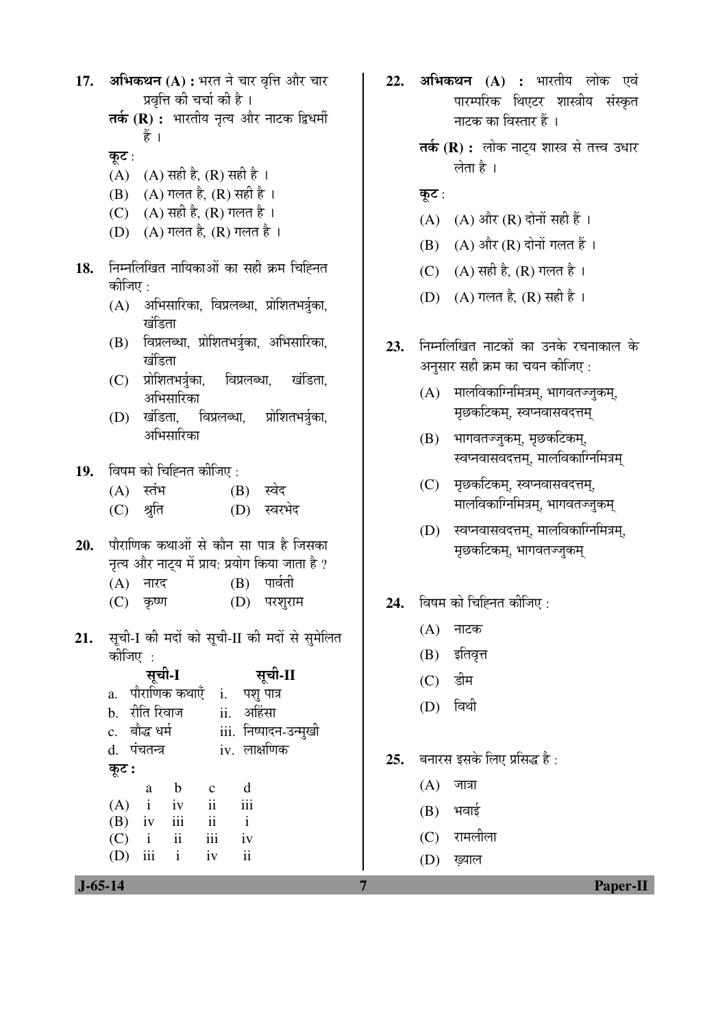**17.** **अभिकथन (A) :** भरत ने चार वृत्ति और चार प्रवृत्ति की चर्चा की है ।

**तर्क (R) :** भारतीय नृत्य और नाटक द्विधर्मी हैं ।

**कूट :**

(A) (A) सही है, (R) सही है ।

(B) (A) गलत है, (R) सही है ।

(C) (A) सही है, (R) गलत है ।

(D) (A) गलत है, (R) गलत है ।

**18.** निम्नलिखित नायिकाओं का सही क्रम चिह्नित कीजिए :

(A) अभिसारिका, विप्रलब्धा, प्रोशितभर्त्रुका, खंडिता

(B) विप्रलब्धा, प्रोशितभर्त्रुका, अभिसारिका, खंडिता

(C) प्रोशितभर्त्रुका, विप्रलब्धा, खंडिता, अभिसारिका

(D) खंडिता, विप्रलब्धा, प्रोशितभर्त्रुका, अभिसारिका

**19.** विषम को चिह्नित कीजिए :

(A) स्तंभ (B) स्वेद

(C) श्रुति (D) स्वरभेद

**20.** पौराणिक कथाओं से कौन सा पात्र है जिसका नृत्य और नाट्य में प्राय: प्रयोग किया जाता है ?

(A) नारद (B) पार्वती

(C) कृष्ण (D) परशुराम

**21.** सूची-I की मदों को सूची-II की मदों से सुमेलित कीजिए :

| सूची-I | सूची-II |
|---|---|
| a. पौराणिक कथाएँ | i. पशु पात्र |
| b. रीति रिवाज | ii. अहिंसा |
| c. बौद्ध धर्म | iii. निष्पादन-उन्मुखी |
| d. पंचतन्त्र | iv. लाक्षणिक |

**कूट :**

| | a | b | c | d |
|---|---|---|---|---|
| (A) | i | iv | ii | iii |
| (B) | iv | iii | ii | i |
| (C) | i | ii | iii | iv |
| (D) | iii | i | iv | ii |

**22.** **अभिकथन (A) :** भारतीय लोक एवं पारम्परिक थिएटर शास्त्रीय संस्कृत नाटक का विस्तार हैं ।

**तर्क (R) :** लोक नाट्य शास्त्र से तत्त्व उधार लेता है ।

**कूट :**

(A) (A) और (R) दोनों सही हैं ।

(B) (A) और (R) दोनों गलत हैं ।

(C) (A) सही है, (R) गलत है ।

(D) (A) गलत है, (R) सही है ।

**23.** निम्नलिखित नाटकों का उनके रचनाकाल के अनुसार सही क्रम का चयन कीजिए :

(A) मालविकाग्निमित्रम्, भागवतज्जुकम्, मृछकटिकम्, स्वप्नवासवदत्तम्

(B) भागवतज्जुकम्, मृछकटिकम्, स्वप्नवासवदत्तम्, मालविकाग्निमित्रम्

(C) मृछकटिकम्, स्वप्नवासवदत्तम्, मालविकाग्निमित्रम्, भागवतज्जुकम्

(D) स्वप्नवासवदत्तम्, मालविकाग्निमित्रम्, मृछकटिकम्, भागवतज्जुकम्

**24.** विषम को चिह्नित कीजिए :

(A) नाटक

(B) इतिवृत्त

(C) डीम

(D) विथी

**25.** बनारस इसके लिए प्रसिद्ध है :

(A) जात्रा

(B) भवाई

(C) रामलीला

(D) ख़्याल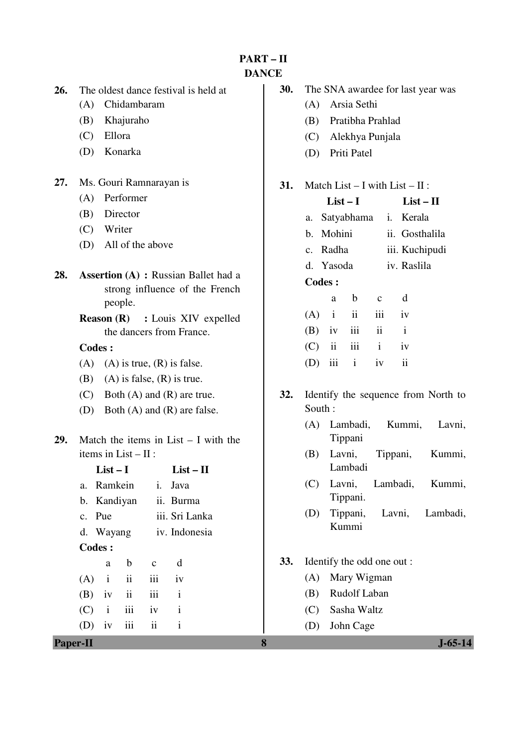# PART – II
# DANCE

**26.** The oldest dance festival is held at

(A) Chidambaram

(B) Khajuraho

(C) Ellora

(D) Konarka

**27.** Ms. Gouri Ramnarayan is

(A) Performer

(B) Director

(C) Writer

(D) All of the above

**28.** **Assertion (A) :** Russian Ballet had a strong influence of the French people.

**Reason (R) :** Louis XIV expelled the dancers from France.

**Codes :**

(A) (A) is true, (R) is false.

(B) (A) is false, (R) is true.

(C) Both (A) and (R) are true.

(D) Both (A) and (R) are false.

**29.** Match the items in List – I with the items in List – II :

| **List – I** | **List – II** |
|---|---|
| a. Ramkein | i. Java |
| b. Kandiyan | ii. Burma |
| c. Pue | iii. Sri Lanka |
| d. Wayang | iv. Indonesia |

**Codes :**

| | a | b | c | d |
|---|---|---|---|---|
| (A) | i | ii | iii | iv |
| (B) | iv | ii | iii | i |
| (C) | i | iii | iv | i |
| (D) | iv | iii | ii | i |

**30.** The SNA awardee for last year was

(A) Arsia Sethi

(B) Pratibha Prahlad

(C) Alekhya Punjala

(D) Priti Patel

**31.** Match List – I with List – II :

| **List – I** | **List – II** |
|---|---|
| a. Satyabhama | i. Kerala |
| b. Mohini | ii. Gosthalila |
| c. Radha | iii. Kuchipudi |
| d. Yasoda | iv. Raslila |

**Codes :**

| | a | b | c | d |
|---|---|---|---|---|
| (A) | i | ii | iii | iv |
| (B) | iv | iii | ii | i |
| (C) | ii | iii | i | iv |
| (D) | iii | i | iv | ii |

**32.** Identify the sequence from North to South :

(A) Lambadi, Kummi, Lavni, Tippani

(B) Lavni, Tippani, Kummi, Lambadi

(C) Lavni, Lambadi, Kummi, Tippani.

(D) Tippani, Lavni, Lambadi, Kummi

**33.** Identify the odd one out :

(A) Mary Wigman

(B) Rudolf Laban

(C) Sasha Waltz

(D) John Cage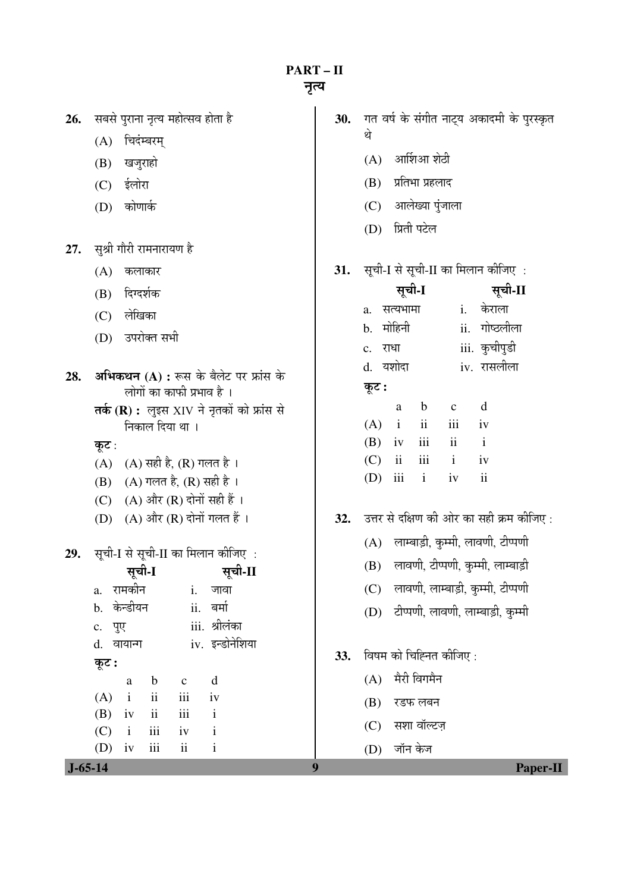## PART – II
## नृत्य

26. सबसे पुराना नृत्य महोत्सव होता है
    (A) चिदंम्बरम्
    (B) खजुराहो
    (C) ईलोरा
    (D) कोणार्क

27. सुश्री गौरी रामनारायण है
    (A) कलाकार
    (B) दिग्दर्शक
    (C) लेखिका
    (D) उपरोक्त सभी

28. **अभिकथन (A) :** रूस के बैलेट पर फ्रांस के लोगों का काफी प्रभाव है ।
    **तर्क (R) :** लुइस XIV ने नृतकों को फ्रांस से निकाल दिया था ।
    **कूट :**
    (A) (A) सही है, (R) गलत है ।
    (B) (A) गलत है, (R) सही है ।
    (C) (A) और (R) दोनों सही हैं ।
    (D) (A) और (R) दोनों गलत हैं ।

29. सूची-I से सूची-II का मिलान कीजिए :

| सूची-I | सूची-II |
|---|---|
| a. रामकीन | i. जावा |
| b. केन्डीयन | ii. बर्मा |
| c. पुए | iii. श्रीलंका |
| d. वायान्ग | iv. इन्डोनेशिया |

**कूट :**

| | a | b | c | d |
|---|---|---|---|---|
| (A) | i | ii | iii | iv |
| (B) | iv | ii | iii | i |
| (C) | i | iii | iv | i |
| (D) | iv | iii | ii | i |

30. गत वर्ष के संगीत नाट्य अकादमी के पुरस्कृत थे
    (A) आर्शिआ शेठी
    (B) प्रतिभा प्रहलाद
    (C) आलेख्या पुंजाला
    (D) प्रिती पटेल

31. सूची-I से सूची-II का मिलान कीजिए :

| सूची-I | सूची-II |
|---|---|
| a. सत्यभामा | i. केराला |
| b. मोहिनी | ii. गोष्ठलीला |
| c. राधा | iii. कुचीपुडी |
| d. यशोदा | iv. रासलीला |

**कूट :**

| | a | b | c | d |
|---|---|---|---|---|
| (A) | i | ii | iii | iv |
| (B) | iv | iii | ii | i |
| (C) | ii | iii | i | iv |
| (D) | iii | i | iv | ii |

32. उत्तर से दक्षिण की ओर का सही क्रम कीजिए :
    (A) लाम्बाड़ी, कुम्मी, लावणी, टीप्पणी
    (B) लावणी, टीप्पणी, कुम्मी, लाम्बाड़ी
    (C) लावणी, लाम्बाड़ी, कुम्मी, टीप्पणी
    (D) टीप्पणी, लावणी, लाम्बाड़ी, कुम्मी

33. विषम को चिह्नित कीजिए :
    (A) मैरी विगमैन
    (B) रडफ लबन
    (C) सशा वॉल्टज़
    (D) जॉन केज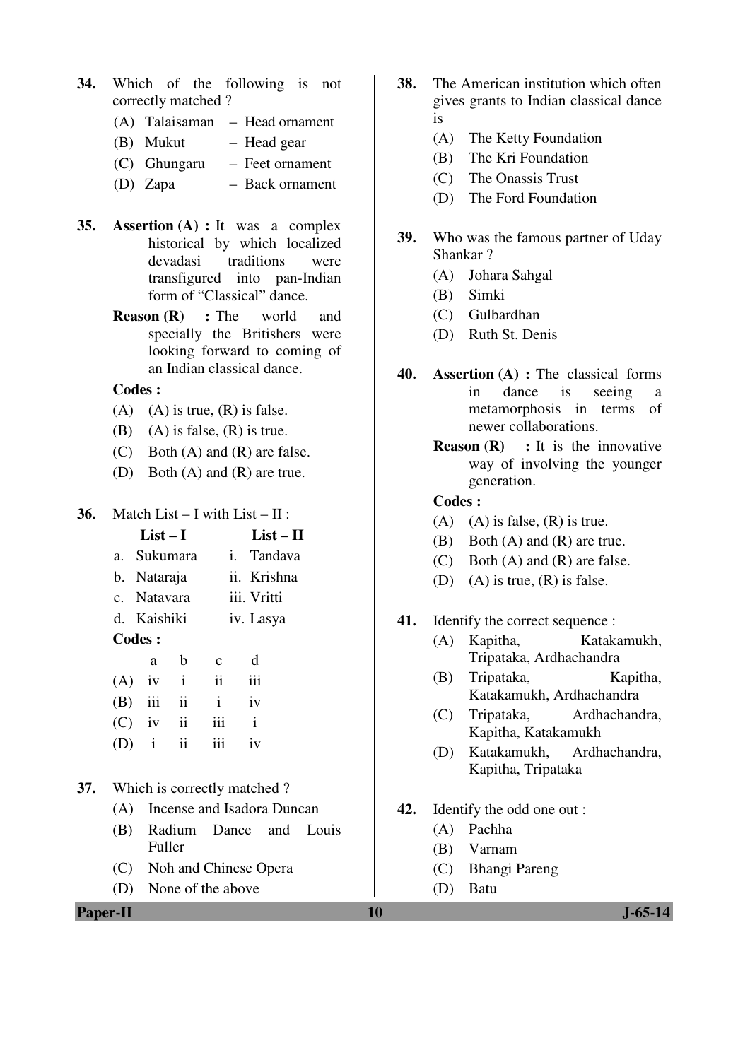34. Which of the following is not correctly matched ?

 (A) Talaisaman – Head ornament
 (B) Mukut – Head gear
 (C) Ghungaru – Feet ornament
 (D) Zapa – Back ornament

35. **Assertion (A) :** It was a complex historical by which localized devadasi traditions were transfigured into pan-Indian form of "Classical" dance.

 **Reason (R) :** The world and specially the Britishers were looking forward to coming of an Indian classical dance.

 **Codes :**

 (A) (A) is true, (R) is false.
 (B) (A) is false, (R) is true.
 (C) Both (A) and (R) are false.
 (D) Both (A) and (R) are true.

36. Match List – I with List – II :

| List – I | List – II |
|---|---|
| a. Sukumara | i. Tandava |
| b. Nataraja | ii. Krishna |
| c. Natavara | iii. Vritti |
| d. Kaishiki | iv. Lasya |

 **Codes :**

| | a | b | c | d |
|---|---|---|---|---|
| (A) | iv | i | ii | iii |
| (B) | iii | ii | i | iv |
| (C) | iv | ii | iii | i |
| (D) | i | ii | iii | iv |

37. Which is correctly matched ?

 (A) Incense and Isadora Duncan
 (B) Radium Dance and Louis Fuller
 (C) Noh and Chinese Opera
 (D) None of the above

38. The American institution which often gives grants to Indian classical dance is

 (A) The Ketty Foundation
 (B) The Kri Foundation
 (C) The Onassis Trust
 (D) The Ford Foundation

39. Who was the famous partner of Uday Shankar ?

 (A) Johara Sahgal
 (B) Simki
 (C) Gulbardhan
 (D) Ruth St. Denis

40. **Assertion (A) :** The classical forms in dance is seeing a metamorphosis in terms of newer collaborations.

 **Reason (R) :** It is the innovative way of involving the younger generation.

 **Codes :**

 (A) (A) is false, (R) is true.
 (B) Both (A) and (R) are true.
 (C) Both (A) and (R) are false.
 (D) (A) is true, (R) is false.

41. Identify the correct sequence :

 (A) Kapitha, Katakamukh, Tripataka, Ardhachandra
 (B) Tripataka, Kapitha, Katakamukh, Ardhachandra
 (C) Tripataka, Ardhachandra, Kapitha, Katakamukh
 (D) Katakamukh, Ardhachandra, Kapitha, Tripataka

42. Identify the odd one out :

 (A) Pachha
 (B) Varnam
 (C) Bhangi Pareng
 (D) Batu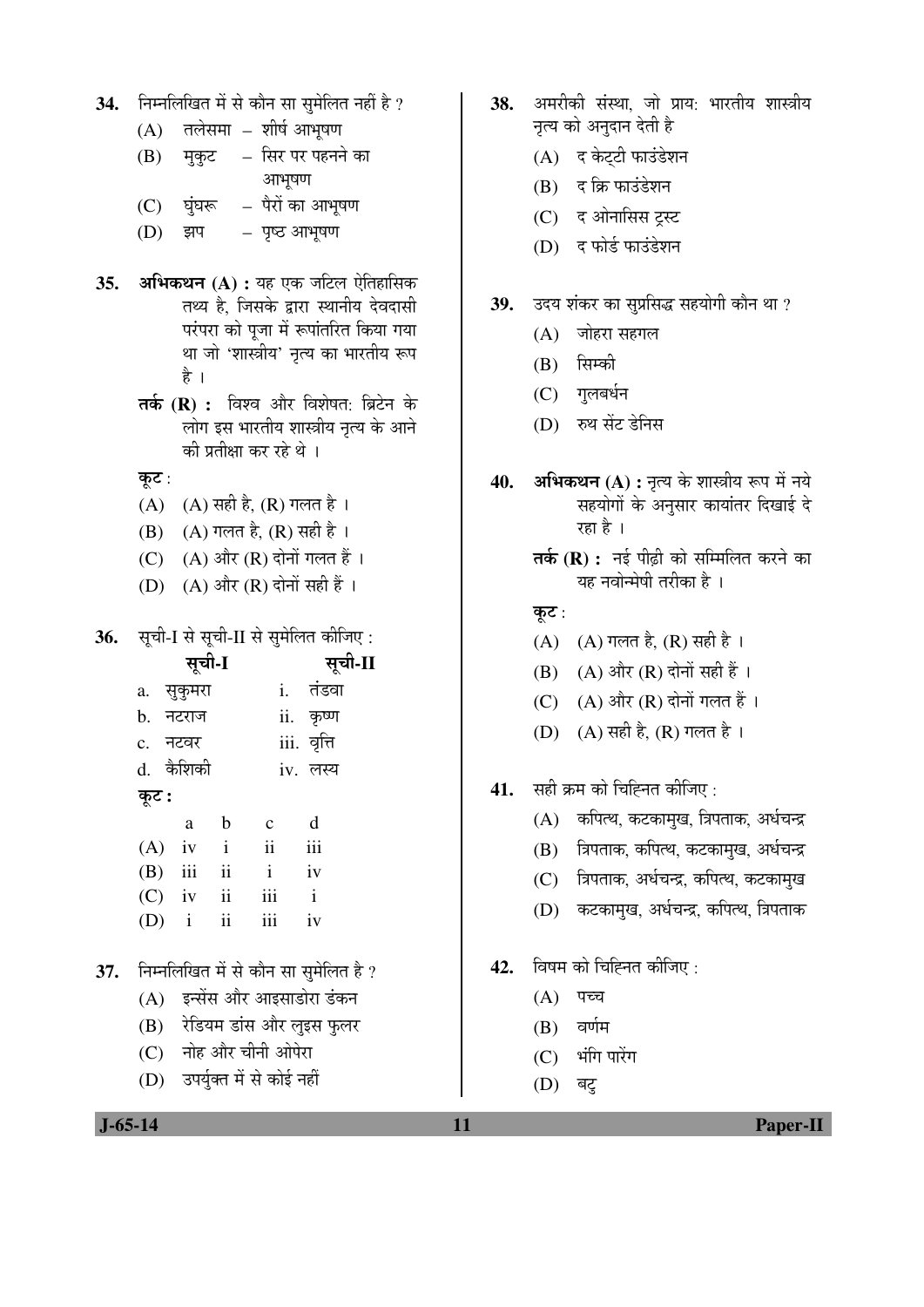34. निम्नलिखित में से कौन सा सुमेलित नहीं है ?

(A) तलेसमा – शीर्ष आभूषण

(B) मुकुट – सिर पर पहनने का आभूषण

(C) घुंघरू – पैरों का आभूषण

(D) झप – पृष्ठ आभूषण

35. **अभिकथन (A) :** यह एक जटिल ऐतिहासिक तथ्य है, जिसके द्वारा स्थानीय देवदासी परंपरा को पूजा में रूपांतरित किया गया था जो 'शास्त्रीय' नृत्य का भारतीय रूप है ।

**तर्क (R) :** विश्व और विशेषत: ब्रिटेन के लोग इस भारतीय शास्त्रीय नृत्य के आने की प्रतीक्षा कर रहे थे ।

**कूट** :

(A) (A) सही है, (R) गलत है ।

(B) (A) गलत है, (R) सही है ।

(C) (A) और (R) दोनों गलत हैं ।

(D) (A) और (R) दोनों सही हैं ।

36. सूची-I से सूची-II से सुमेलित कीजिए :

| | सूची-I | | सूची-II |
|---|---|---|---|
| a. | सुकुमरा | i. | तंडवा |
| b. | नटराज | ii. | कृष्ण |
| c. | नटवर | iii. | वृत्ति |
| d. | कैशिकी | iv. | लस्य |

**कूट :**

| | a | b | c | d |
|---|---|---|---|---|
| (A) | iv | i | ii | iii |
| (B) | iii | ii | i | iv |
| (C) | iv | ii | iii | i |
| (D) | i | ii | iii | iv |

37. निम्नलिखित में से कौन सा सुमेलित है ?

(A) इन्सेंस और आइसाडोरा डंकन

(B) रेडियम डांस और लुइस फुलर

(C) नोह और चीनी ओपेरा

(D) उपर्युक्त में से कोई नहीं

38. अमरीकी संस्था, जो प्राय: भारतीय शास्त्रीय नृत्य को अनुदान देती है

(A) द केट्टी फाउंडेशन

(B) द क्रि फाउंडेशन

(C) द ओनासिस ट्रस्ट

(D) द फोर्ड फाउंडेशन

39. उदय शंकर का सुप्रसिद्ध सहयोगी कौन था ?

(A) जोहरा सहगल

(B) सिम्की

(C) गुलबर्धन

(D) रुथ सेंट डेनिस

40. **अभिकथन (A) :** नृत्य के शास्त्रीय रूप में नये सहयोगों के अनुसार कायांतर दिखाई दे रहा है ।

**तर्क (R) :** नई पीढ़ी को सम्मिलित करने का यह नवोन्मेषी तरीका है ।

**कूट** :

(A) (A) गलत है, (R) सही है ।

(B) (A) और (R) दोनों सही हैं ।

(C) (A) और (R) दोनों गलत हैं ।

(D) (A) सही है, (R) गलत है ।

41. सही क्रम को चिह्नित कीजिए :

(A) कपित्थ, कटकामुख, त्रिपताक, अर्धचन्द्र

(B) त्रिपताक, कपित्थ, कटकामुख, अर्धचन्द्र

(C) त्रिपताक, अर्धचन्द्र, कपित्थ, कटकामुख

(D) कटकामुख, अर्धचन्द्र, कपित्थ, त्रिपताक

42. विषम को चिह्नित कीजिए :

(A) पच्च

(B) वर्णम

(C) भंगि पारेंग

(D) बटु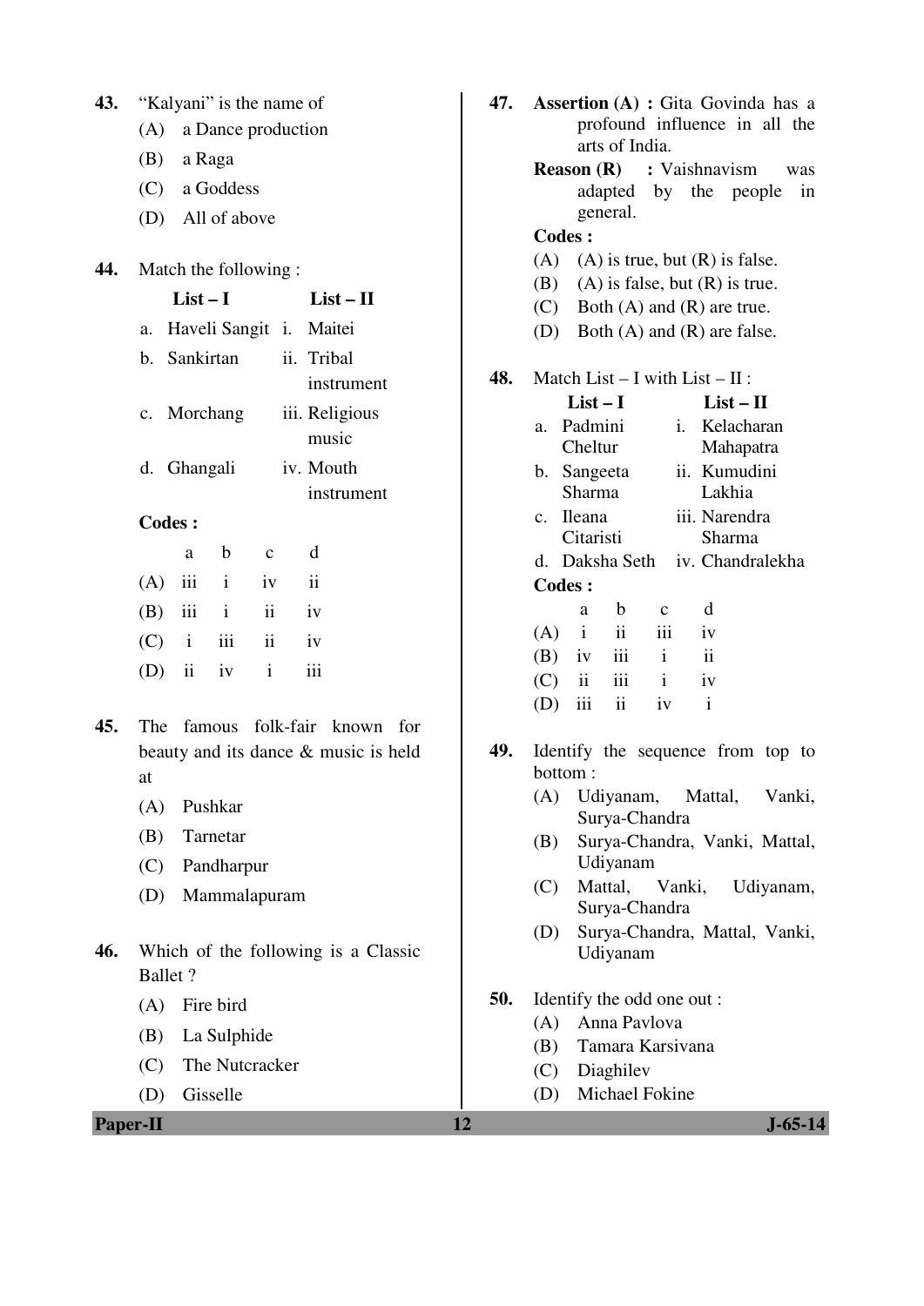43. "Kalyani" is the name of

(A) a Dance production

(B) a Raga

(C) a Goddess

(D) All of above

44. Match the following :

| | List – I | | List – II |
|---|---|---|---|
| a. | Haveli Sangit | i. | Maitei |
| b. | Sankirtan | ii. | Tribal instrument |
| c. | Morchang | iii. | Religious music |
| d. | Ghangali | iv. | Mouth instrument |

**Codes :**

| | a | b | c | d |
|---|---|---|---|---|
| (A) | iii | i | iv | ii |
| (B) | iii | i | ii | iv |
| (C) | i | iii | ii | iv |
| (D) | ii | iv | i | iii |

45. The famous folk-fair known for beauty and its dance & music is held at

(A) Pushkar

(B) Tarnetar

(C) Pandharpur

(D) Mammalapuram

46. Which of the following is a Classic Ballet ?

(A) Fire bird

(B) La Sulphide

(C) The Nutcracker

(D) Gisselle

47. **Assertion (A) :** Gita Govinda has a profound influence in all the arts of India.

**Reason (R) :** Vaishnavism was adapted by the people in general.

**Codes :**

(A) (A) is true, but (R) is false.

(B) (A) is false, but (R) is true.

(C) Both (A) and (R) are true.

(D) Both (A) and (R) are false.

48. Match List – I with List – II :

| | List – I | | List – II |
|---|---|---|---|
| a. | Padmini Cheltur | i. | Kelacharan Mahapatra |
| b. | Sangeeta Sharma | ii. | Kumudini Lakhia |
| c. | Ileana Citaristi | iii. | Narendra Sharma |
| d. | Daksha Seth | iv. | Chandralekha |

**Codes :**

| | a | b | c | d |
|---|---|---|---|---|
| (A) | i | ii | iii | iv |
| (B) | iv | iii | i | ii |
| (C) | ii | iii | i | iv |
| (D) | iii | ii | iv | i |

49. Identify the sequence from top to bottom :

(A) Udiyanam, Mattal, Vanki, Surya-Chandra

(B) Surya-Chandra, Vanki, Mattal, Udiyanam

(C) Mattal, Vanki, Udiyanam, Surya-Chandra

(D) Surya-Chandra, Mattal, Vanki, Udiyanam

50. Identify the odd one out :

(A) Anna Pavlova

(B) Tamara Karsivana

(C) Diaghilev

(D) Michael Fokine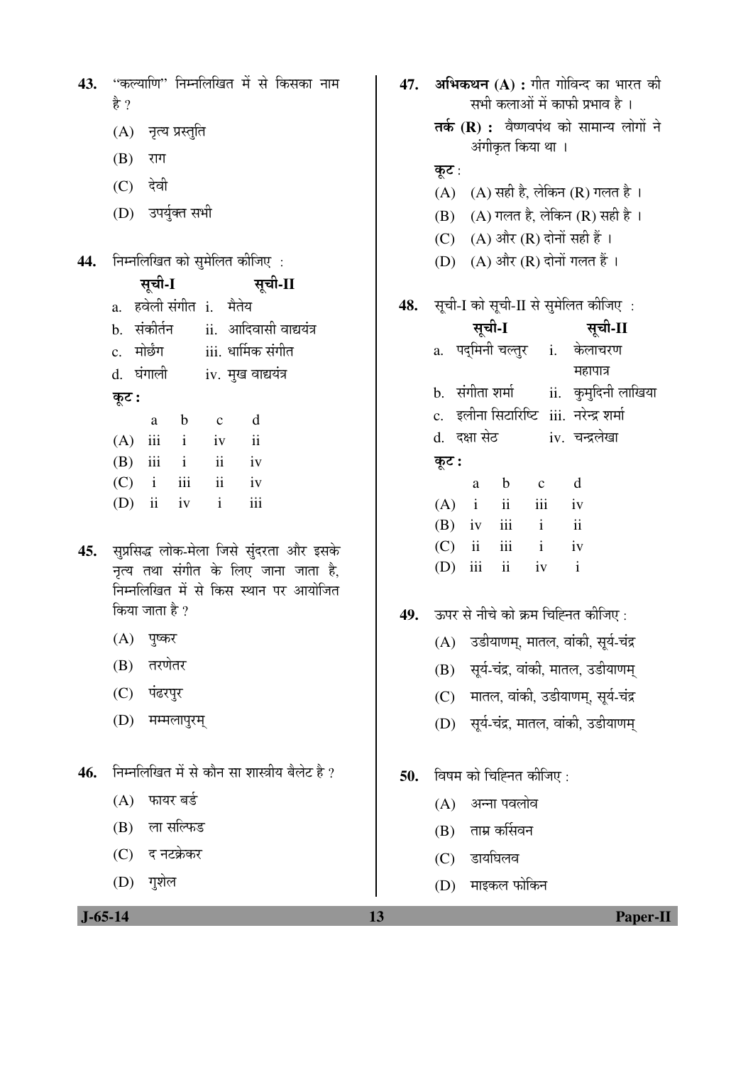43. "कल्याणि" निम्नलिखित में से किसका नाम है ?

(A) नृत्य प्रस्तुति

(B) राग

(C) देवी

(D) उपर्युक्त सभी

44. निम्नलिखित को सुमेलित कीजिए :

| सूची-I | सूची-II |
|---|---|
| a. हवेली संगीत | i. मैतेय |
| b. संकीर्तन | ii. आदिवासी वाद्ययंत्र |
| c. मोर्छंग | iii. धार्मिक संगीत |
| d. घंगाली | iv. मुख वाद्ययंत्र |

**कूट :**

| | a | b | c | d |
|---|---|---|---|---|
| (A) | iii | i | iv | ii |
| (B) | iii | i | ii | iv |
| (C) | i | iii | ii | iv |
| (D) | ii | iv | i | iii |

45. सुप्रसिद्ध लोक-मेला जिसे सुंदरता और इसके नृत्य तथा संगीत के लिए जाना जाता है, निम्नलिखित में से किस स्थान पर आयोजित किया जाता है ?

(A) पुष्कर

(B) तरणेतर

(C) पंढरपुर

(D) मम्मलापुरम्

46. निम्नलिखित में से कौन सा शास्त्रीय बैलेट है ?

(A) फायर बर्ड

(B) ला सल्फिड

(C) द नटक्रेकर

(D) गुशेल

47. **अभिकथन (A) :** गीत गोविन्द का भारत की सभी कलाओं में काफी प्रभाव है ।

**तर्क (R) :** वैष्णवपंथ को सामान्य लोगों ने अंगीकृत किया था ।

**कूट :**

(A) (A) सही है, लेकिन (R) गलत है ।

(B) (A) गलत है, लेकिन (R) सही है ।

(C) (A) और (R) दोनों सही हैं ।

(D) (A) और (R) दोनों गलत हैं ।

48. सूची-I को सूची-II से सुमेलित कीजिए :

| सूची-I | सूची-II |
|---|---|
| a. पद्मिनी चल्तुर | i. केलाचरण महापात्र |
| b. संगीता शर्मा | ii. कुमुदिनी लाखिया |
| c. इलीना सिटारिष्टि | iii. नरेन्द्र शर्मा |
| d. दक्षा सेठ | iv. चन्द्रलेखा |

**कूट :**

| | a | b | c | d |
|---|---|---|---|---|
| (A) | i | ii | iii | iv |
| (B) | iv | iii | i | ii |
| (C) | ii | iii | i | iv |
| (D) | iii | ii | iv | i |

49. ऊपर से नीचे को क्रम चिह्नित कीजिए :

(A) उडीयाणम्, मातल, वांकी, सूर्य-चंद्र

(B) सूर्य-चंद्र, वांकी, मातल, उडीयाणम्

(C) मातल, वांकी, उडीयाणम्, सूर्य-चंद्र

(D) सूर्य-चंद्र, मातल, वांकी, उडीयाणम्

50. विषम को चिह्नित कीजिए :

(A) अन्ना पवलोव

(B) ताम्र कर्सिवन

(C) डायघिलव

(D) माइकल फोकिन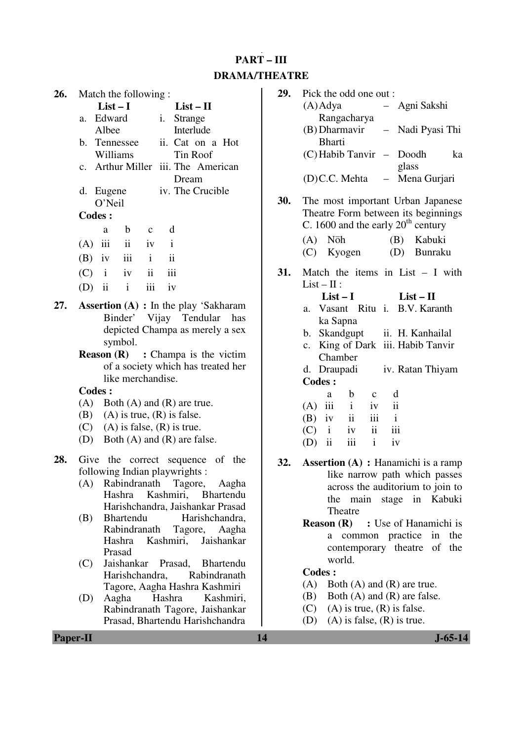# PART – III

## DRAMA/THEATRE

**26.** Match the following :

| | List – I | | List – II |
|---|---|---|---|
| a. | Edward Albee | i. | Strange Interlude |
| b. | Tennessee Williams | ii. | Cat on a Hot Tin Roof |
| c. | Arthur Miller | iii. | The American Dream |
| d. | Eugene O'Neil | iv. | The Crucible |

**Codes :**

| | a | b | c | d |
|---|---|---|---|---|
| (A) | iii | ii | iv | i |
| (B) | iv | iii | i | ii |
| (C) | i | iv | ii | iii |
| (D) | ii | i | iii | iv |

**27.** **Assertion (A) :** In the play 'Sakharam Binder' Vijay Tendular has depicted Champa as merely a sex symbol.

**Reason (R) :** Champa is the victim of a society which has treated her like merchandise.

**Codes :**

(A) Both (A) and (R) are true.
(B) (A) is true, (R) is false.
(C) (A) is false, (R) is true.
(D) Both (A) and (R) are false.

**28.** Give the correct sequence of the following Indian playwrights :

(A) Rabindranath Tagore, Aagha Hashra Kashmiri, Bhartendu Harishchandra, Jaishankar Prasad
(B) Bhartendu Harishchandra, Rabindranath Tagore, Aagha Hashra Kashmiri, Jaishankar Prasad
(C) Jaishankar Prasad, Bhartendu Harishchandra, Rabindranath Tagore, Aagha Hashra Kashmiri
(D) Aagha Hashra Kashmiri, Rabindranath Tagore, Jaishankar Prasad, Bhartendu Harishchandra

**29.** Pick the odd one out :

(A) Adya Rangacharya – Agni Sakshi
(B) Dharmavir Bharti – Nadi Pyasi Thi
(C) Habib Tanvir – Doodh ka glass
(D) C.C. Mehta – Mena Gurjari

**30.** The most important Urban Japanese Theatre Form between its beginnings C. 1600 and the early 20th century

(A) Nōh
(B) Kabuki
(C) Kyogen
(D) Bunraku

**31.** Match the items in List – I with List – II :

| | List – I | | List – II |
|---|---|---|---|
| a. | Vasant Ritu ka Sapna | i. | B.V. Karanth |
| b. | Skandgupt | ii. | H. Kanhailal |
| c. | King of Dark Chamber | iii. | Habib Tanvir |
| d. | Draupadi | iv. | Ratan Thiyam |

**Codes :**

| | a | b | c | d |
|---|---|---|---|---|
| (A) | iii | i | iv | ii |
| (B) | iv | ii | iii | i |
| (C) | i | iv | ii | iii |
| (D) | ii | iii | i | iv |

**32.** **Assertion (A) :** Hanamichi is a ramp like narrow path which passes across the auditorium to join to the main stage in Kabuki Theatre

**Reason (R) :** Use of Hanamichi is a common practice in the contemporary theatre of the world.

**Codes :**

(A) Both (A) and (R) are true.
(B) Both (A) and (R) are false.
(C) (A) is true, (R) is false.
(D) (A) is false, (R) is true.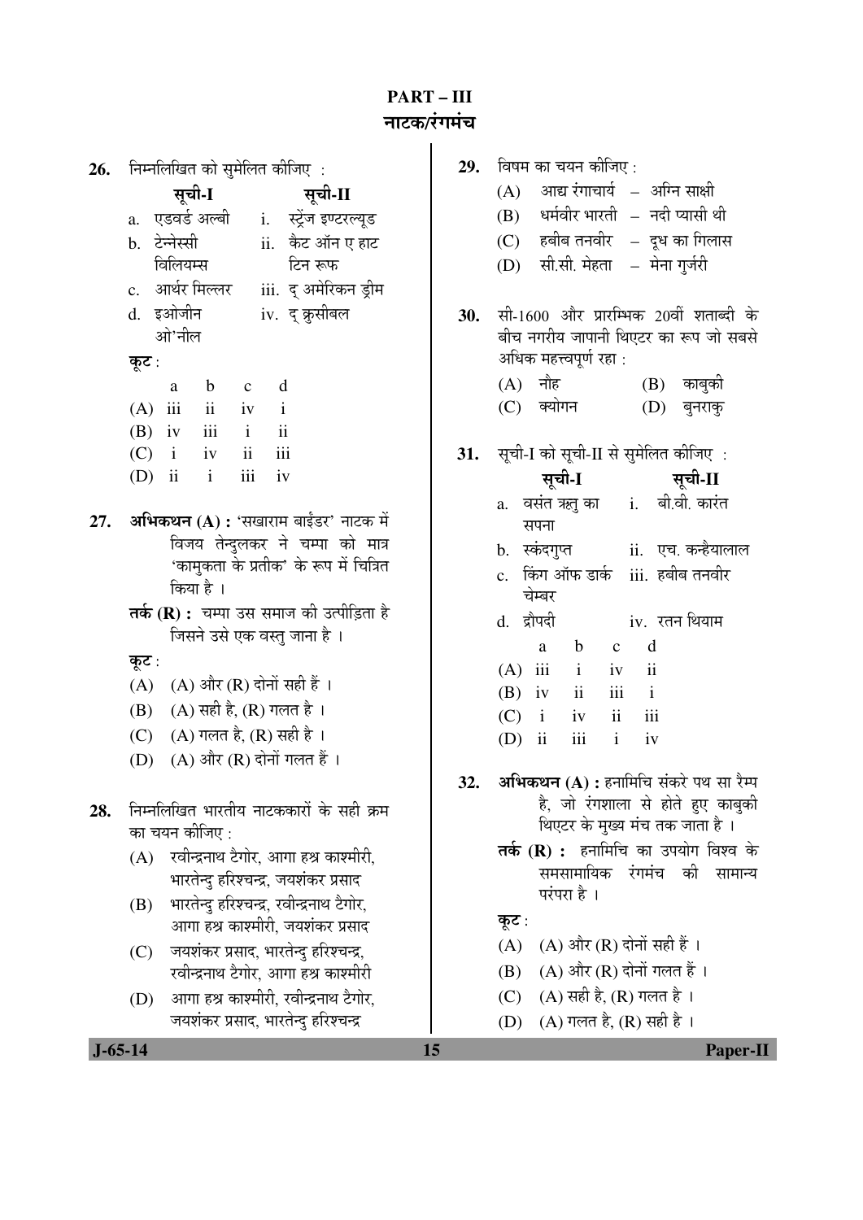# PART – III
## नाटक/रंगमंच

**26.** निम्नलिखित को सुमेलित कीजिए :

| सूची-I | सूची-II |
|---|---|
| a. एडवर्ड अल्बी | i. स्ट्रेंज इण्टरल्यूड |
| b. टेन्नेस्सी विलियम्स | ii. कैट ऑन ए हाट टिन रूफ |
| c. आर्थर मिल्लर | iii. द् अमेरिकन ड्रीम |
| d. इओजीन ओ'नील | iv. द् क्रुसीबल |

कूट :

| | a | b | c | d |
|---|---|---|---|---|
| (A) | iii | ii | iv | i |
| (B) | iv | iii | i | ii |
| (C) | i | iv | ii | iii |
| (D) | ii | i | iii | iv |

**27.** **अभिकथन (A) :** 'सखाराम बाईंडर' नाटक में विजय तेन्दुलकर ने चम्पा को मात्र 'कामुकता के प्रतीक' के रूप में चित्रित किया है ।

**तर्क (R) :** चम्पा उस समाज की उत्पीड़िता है जिसने उसे एक वस्तु जाना है ।

कूट :

(A) (A) और (R) दोनों सही हैं ।

(B) (A) सही है, (R) गलत है ।

(C) (A) गलत है, (R) सही है ।

(D) (A) और (R) दोनों गलत हैं ।

**28.** निम्नलिखित भारतीय नाटककारों के सही क्रम का चयन कीजिए :

(A) रवीन्द्रनाथ टैगोर, आगा हश्र काश्मीरी, भारतेन्दु हरिश्चन्द्र, जयशंकर प्रसाद

(B) भारतेन्दु हरिश्चन्द्र, रवीन्द्रनाथ टैगोर, आगा हश्र काश्मीरी, जयशंकर प्रसाद

(C) जयशंकर प्रसाद, भारतेन्दु हरिश्चन्द्र, रवीन्द्रनाथ टैगोर, आगा हश्र काश्मीरी

(D) आगा हश्र काश्मीरी, रवीन्द्रनाथ टैगोर, जयशंकर प्रसाद, भारतेन्दु हरिश्चन्द्र

**29.** विषम का चयन कीजिए :

(A) आद्य रंगाचार्य – अग्नि साक्षी

(B) धर्मवीर भारती – नदी प्यासी थी

(C) हबीब तनवीर – दूध का गिलास

(D) सी.सी. मेहता – मेना गुर्जरी

**30.** सी-1600 और प्रारम्भिक 20वीं शताब्दी के बीच नगरीय जापानी थिएटर का रूप जो सबसे अधिक महत्त्वपूर्ण रहा :

(A) नौह

(B) काबुकी

(C) क्योगन

(D) बुनराकु

**31.** सूची-I को सूची-II से सुमेलित कीजिए :

| सूची-I | सूची-II |
|---|---|
| a. वसंत ऋतु का सपना | i. बी.वी. कारंत |
| b. स्कंदगुप्त | ii. एच. कन्हैयालाल |
| c. किंग ऑफ डार्क चेम्बर | iii. हबीब तनवीर |
| d. द्रौपदी | iv. रतन थियाम |

| | a | b | c | d |
|---|---|---|---|---|
| (A) | iii | i | iv | ii |
| (B) | iv | ii | iii | i |
| (C) | i | iv | ii | iii |
| (D) | ii | iii | i | iv |

**32.** **अभिकथन (A) :** हनामिचि संकरे पथ सा रैम्प है, जो रंगशाला से होते हुए काबुकी थिएटर के मुख्य मंच तक जाता है ।

**तर्क (R) :** हनामिचि का उपयोग विश्व के समसामायिक रंगमंच की सामान्य परंपरा है ।

कूट :

(A) (A) और (R) दोनों सही हैं ।

(B) (A) और (R) दोनों गलत हैं ।

(C) (A) सही है, (R) गलत है ।

(D) (A) गलत है, (R) सही है ।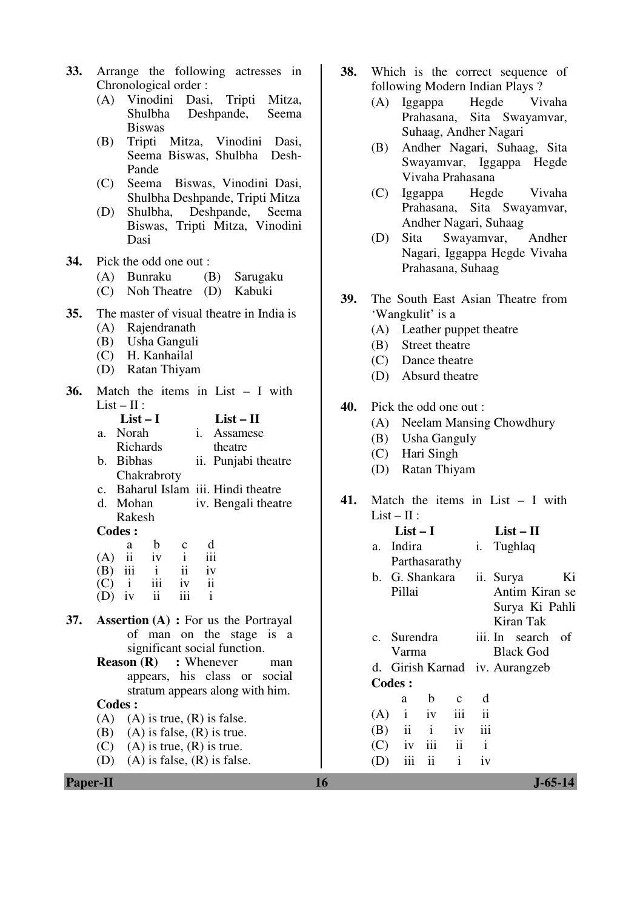33. Arrange the following actresses in Chronological order :
 (A) Vinodini Dasi, Tripti Mitza, Shulbha Deshpande, Seema Biswas
 (B) Tripti Mitza, Vinodini Dasi, Seema Biswas, Shulbha Desh-Pande
 (C) Seema Biswas, Vinodini Dasi, Shulbha Deshpande, Tripti Mitza
 (D) Shulbha, Deshpande, Seema Biswas, Tripti Mitza, Vinodini Dasi

34. Pick the odd one out :
 (A) Bunraku (B) Sarugaku
 (C) Noh Theatre (D) Kabuki

35. The master of visual theatre in India is
 (A) Rajendranath
 (B) Usha Ganguli
 (C) H. Kanhailal
 (D) Ratan Thiyam

36. Match the items in List – I with List – II :

| List – I | List – II |
|---|---|
| a. Norah Richards | i. Assamese theatre |
| b. Bibhas Chakrabroty | ii. Punjabi theatre |
| c. Baharul Islam | iii. Hindi theatre |
| d. Mohan Rakesh | iv. Bengali theatre |

**Codes :**

| | a | b | c | d |
|---|---|---|---|---|
| (A) | ii | iv | i | iii |
| (B) | iii | i | ii | iv |
| (C) | i | iii | iv | ii |
| (D) | iv | ii | iii | i |

37. **Assertion (A) :** For us the Portrayal of man on the stage is a significant social function.
 **Reason (R) :** Whenever man appears, his class or social stratum appears along with him.
 **Codes :**
 (A) (A) is true, (R) is false.
 (B) (A) is false, (R) is true.
 (C) (A) is true, (R) is true.
 (D) (A) is false, (R) is false.

38. Which is the correct sequence of following Modern Indian Plays ?
 (A) Iggappa Hegde Vivaha Prahasana, Sita Swayamvar, Suhaag, Andher Nagari
 (B) Andher Nagari, Suhaag, Sita Swayamvar, Iggappa Hegde Vivaha Prahasana
 (C) Iggappa Hegde Vivaha Prahasana, Sita Swayamvar, Andher Nagari, Suhaag
 (D) Sita Swayamvar, Andher Nagari, Iggappa Hegde Vivaha Prahasana, Suhaag

39. The South East Asian Theatre from 'Wangkulit' is a
 (A) Leather puppet theatre
 (B) Street theatre
 (C) Dance theatre
 (D) Absurd theatre

40. Pick the odd one out :
 (A) Neelam Mansing Chowdhury
 (B) Usha Ganguly
 (C) Hari Singh
 (D) Ratan Thiyam

41. Match the items in List – I with List – II :

| List – I | List – II |
|---|---|
| a. Indira Parthasarathy | i. Tughlaq |
| b. G. Shankara Pillai | ii. Surya Ki Antim Kiran se Surya Ki Pahli Kiran Tak |
| c. Surendra Varma | iii. In search of Black God |
| d. Girish Karnad | iv. Aurangzeb |

**Codes :**

| | a | b | c | d |
|---|---|---|---|---|
| (A) | i | iv | iii | ii |
| (B) | ii | i | iv | iii |
| (C) | iv | iii | ii | i |
| (D) | iii | ii | i | iv |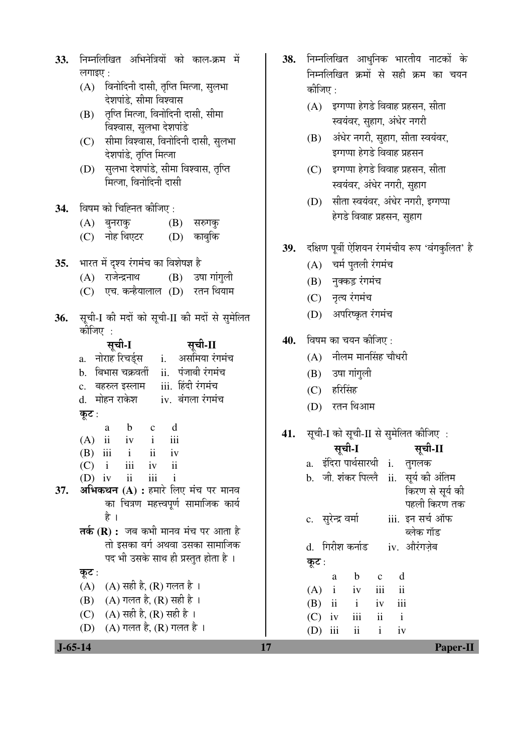33. निम्नलिखित अभिनेत्रियों को काल-क्रम में लगाइए :
   (A) विनोदिनी दासी, तृप्ति मित्जा, सुलभा देशपांडे, सीमा विश्वास
   (B) तृप्ति मित्जा, विनोदिनी दासी, सीमा विश्वास, सुलभा देशपांडे
   (C) सीमा विश्वास, विनोदिनी दासी, सुलभा देशपांडे, तृप्ति मित्जा
   (D) सुलभा देशपांडे, सीमा विश्वास, तृप्ति मित्जा, विनोदिनी दासी

34. विषम को चिह्नित कीजिए :
   (A) बुनराकु
   (B) सरुगकु
   (C) नोह थिएटर
   (D) काबुकि

35. भारत में दृश्य रंगमंच का विशेषज्ञ है
   (A) राजेन्द्रनाथ
   (B) उषा गांगुली
   (C) एच. कन्हैयालाल
   (D) रतन थियाम

36. सूची-I की मदों को सूची-II की मदों से सुमेलित कीजिए :

| सूची-I | सूची-II |
|---|---|
| a. नोराह रिचर्ड्स | i. असमिया रंगमंच |
| b. बिभास चक्रवर्ती | ii. पंजाबी रंगमंच |
| c. बहरुल इस्लाम | iii. हिंदी रंगमंच |
| d. मोहन राकेश | iv. बंगला रंगमंच |

**कूट :**

| | a | b | c | d |
|---|---|---|---|---|
| (A) | ii | iv | i | iii |
| (B) | iii | i | ii | iv |
| (C) | i | iii | iv | ii |
| (D) | iv | ii | iii | i |

37. **अभिकथन (A) :** हमारे लिए मंच पर मानव का चित्रण महत्त्वपूर्ण सामाजिक कार्य है ।
   **तर्क (R) :** जब कभी मानव मंच पर आता है तो इसका वर्ग अथवा उसका सामाजिक पद भी उसके साथ ही प्रस्तुत होता है ।
   **कूट :**
   (A) (A) सही है, (R) गलत है ।
   (B) (A) गलत है, (R) सही है ।
   (C) (A) सही है, (R) सही है ।
   (D) (A) गलत है, (R) गलत है ।

38. निम्नलिखित आधुनिक भारतीय नाटकों के निम्नलिखित क्रमों से सही क्रम का चयन कीजिए :
   (A) इग्गप्पा हेगडे विवाह प्रहसन, सीता स्वयंवर, सुहाग, अंधेर नगरी
   (B) अंधेर नगरी, सुहाग, सीता स्वयंवर, इग्गप्पा हेगडे विवाह प्रहसन
   (C) इग्गप्पा हेगडे विवाह प्रहसन, सीता स्वयंवर, अंधेर नगरी, सुहाग
   (D) सीता स्वयंवर, अंधेर नगरी, इग्गप्पा हेगडे विवाह प्रहसन, सुहाग

39. दक्षिण पूर्वी ऐशियन रंगमंचीय रूप 'वंगकुलित' है
   (A) चर्म पुतली रंगमंच
   (B) नुक्कड़ रंगमंच
   (C) नृत्य रंगमंच
   (D) अपरिष्कृत रंगमंच

40. विषम का चयन कीजिए :
   (A) नीलम मानसिंह चौधरी
   (B) उषा गांगुली
   (C) हरिसिंह
   (D) रतन थिआम

41. सूची-I को सूची-II से सुमेलित कीजिए :

| सूची-I | सूची-II |
|---|---|
| a. इंदिरा पार्थसारथी | i. तुगलक |
| b. जी. शंकर पिल्लै | ii. सूर्य की अंतिम किरण से सूर्य की पहली किरण तक |
| c. सुरेन्द्र वर्मा | iii. इन सर्च ऑफ ब्लेक गॉड |
| d. गिरीश कर्नाड | iv. औरंगज़ेब |

**कूट :**

| | a | b | c | d |
|---|---|---|---|---|
| (A) | i | iv | iii | ii |
| (B) | ii | i | iv | iii |
| (C) | iv | iii | ii | i |
| (D) | iii | ii | i | iv |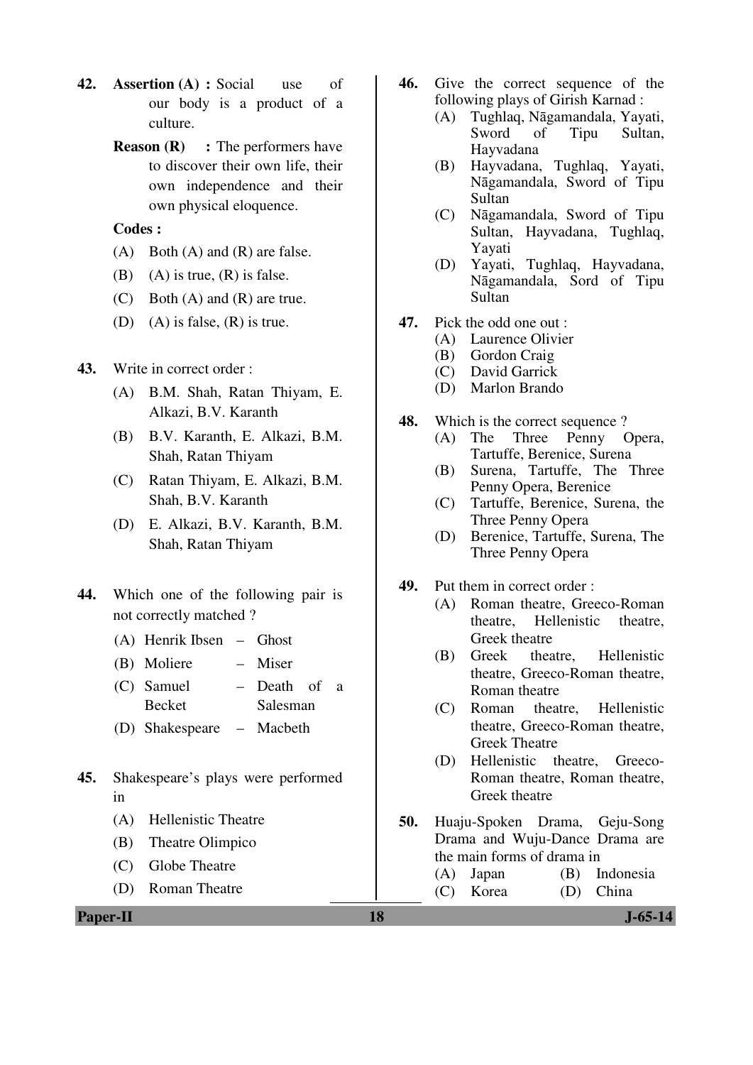**42.** **Assertion (A) :** Social use of our body is a product of a culture.

**Reason (R) :** The performers have to discover their own life, their own independence and their own physical eloquence.

**Codes :**

(A) Both (A) and (R) are false.

(B) (A) is true, (R) is false.

(C) Both (A) and (R) are true.

(D) (A) is false, (R) is true.

**43.** Write in correct order :

(A) B.M. Shah, Ratan Thiyam, E. Alkazi, B.V. Karanth

(B) B.V. Karanth, E. Alkazi, B.M. Shah, Ratan Thiyam

(C) Ratan Thiyam, E. Alkazi, B.M. Shah, B.V. Karanth

(D) E. Alkazi, B.V. Karanth, B.M. Shah, Ratan Thiyam

**44.** Which one of the following pair is not correctly matched ?

(A) Henrik Ibsen – Ghost

(B) Moliere – Miser

(C) Samuel Becket – Death of a Salesman

(D) Shakespeare – Macbeth

**45.** Shakespeare's plays were performed in

(A) Hellenistic Theatre

(B) Theatre Olimpico

(C) Globe Theatre

(D) Roman Theatre

**46.** Give the correct sequence of the following plays of Girish Karnad :

(A) Tughlaq, Nāgamandala, Yayati, Sword of Tipu Sultan, Hayvadana

(B) Hayvadana, Tughlaq, Yayati, Nāgamandala, Sword of Tipu Sultan

(C) Nāgamandala, Sword of Tipu Sultan, Hayvadana, Tughlaq, Yayati

(D) Yayati, Tughlaq, Hayvadana, Nāgamandala, Sord of Tipu Sultan

**47.** Pick the odd one out :

(A) Laurence Olivier

(B) Gordon Craig

(C) David Garrick

(D) Marlon Brando

**48.** Which is the correct sequence ?

(A) The Three Penny Opera, Tartuffe, Berenice, Surena

(B) Surena, Tartuffe, The Three Penny Opera, Berenice

(C) Tartuffe, Berenice, Surena, the Three Penny Opera

(D) Berenice, Tartuffe, Surena, The Three Penny Opera

**49.** Put them in correct order :

(A) Roman theatre, Greeco-Roman theatre, Hellenistic theatre, Greek theatre

(B) Greek theatre, Hellenistic theatre, Greeco-Roman theatre, Roman theatre

(C) Roman theatre, Hellenistic theatre, Greeco-Roman theatre, Greek Theatre

(D) Hellenistic theatre, Greeco-Roman theatre, Roman theatre, Greek theatre

**50.** Huaju-Spoken Drama, Geju-Song Drama and Wuju-Dance Drama are the main forms of drama in

(A) Japan

(B) Indonesia

(C) Korea

(D) China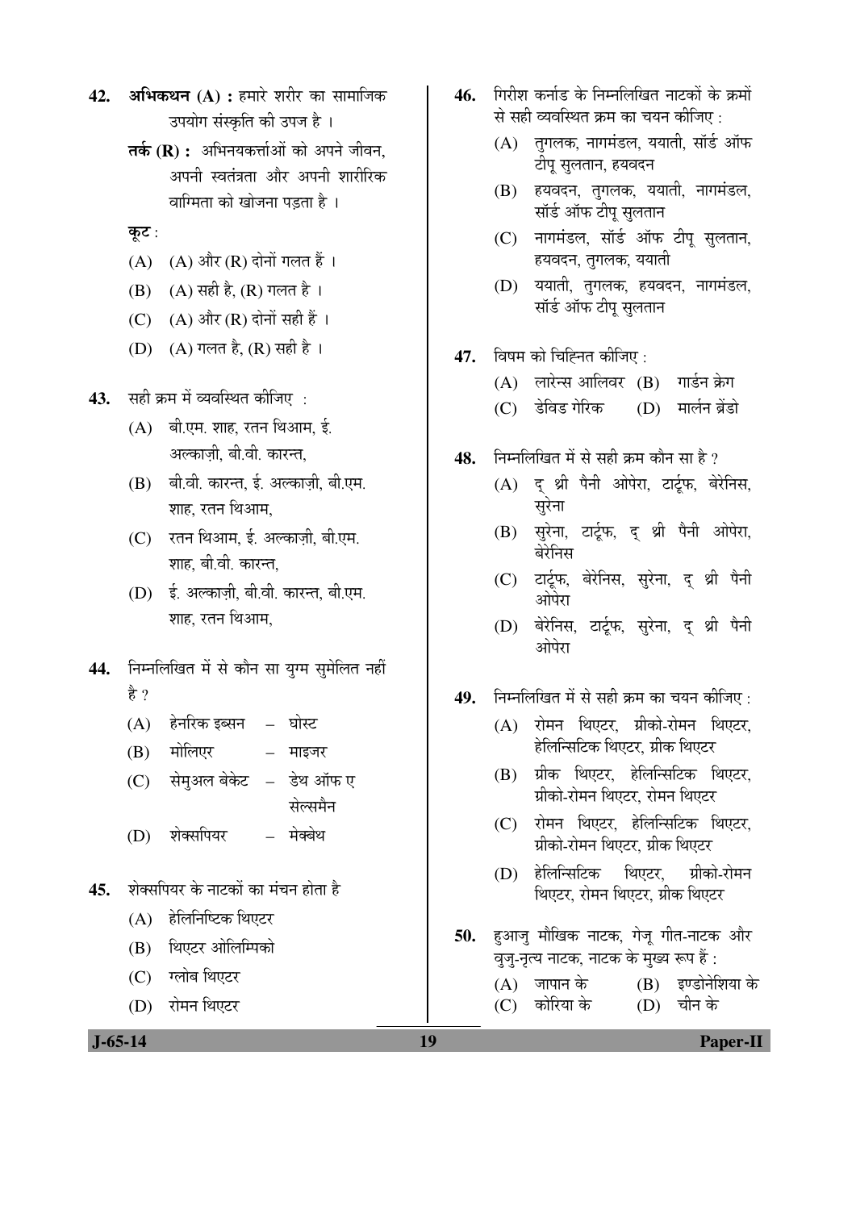**42.** **अभिकथन (A) :** हमारे शरीर का सामाजिक उपयोग संस्कृति की उपज है ।

**तर्क (R) :** अभिनयकर्त्ताओं को अपने जीवन, अपनी स्वतंत्रता और अपनी शारीरिक वाग्मिता को खोजना पड़ता है ।

**कूट :**

(A) (A) और (R) दोनों गलत हैं ।

(B) (A) सही है, (R) गलत है ।

(C) (A) और (R) दोनों सही हैं ।

(D) (A) गलत है, (R) सही है ।

**43.** सही क्रम में व्यवस्थित कीजिए :

(A) बी.एम. शाह, रतन थिआम, ई. अल्काज़ी, बी.वी. कारन्त,

(B) बी.वी. कारन्त, ई. अल्काज़ी, बी.एम. शाह, रतन थिआम,

(C) रतन थिआम, ई. अल्काज़ी, बी.एम. शाह, बी.वी. कारन्त,

(D) ई. अल्काज़ी, बी.वी. कारन्त, बी.एम. शाह, रतन थिआम,

**44.** निम्नलिखित में से कौन सा युग्म सुमेलित नहीं है ?

(A) हेनरिक इब्सन – घोस्ट

(B) मोलिएर – माइजर

(C) सेमुअल बेकेट – डेथ ऑफ ए सेल्समैन

(D) शेक्सपियर – मेक्बेथ

**45.** शेक्सपियर के नाटकों का मंचन होता है

(A) हेलिनिष्टिक थिएटर

(B) थिएटर ओलिम्पिको

(C) ग्लोब थिएटर

(D) रोमन थिएटर

**46.** गिरीश कर्नाड के निम्नलिखित नाटकों के क्रमों से सही व्यवस्थित क्रम का चयन कीजिए :

(A) तुगलक, नागमंडल, ययाती, सॉर्ड ऑफ टीपू सुलतान, हयवदन

(B) हयवदन, तुगलक, ययाती, नागमंडल, सॉर्ड ऑफ टीपू सुलतान

(C) नागमंडल, सॉर्ड ऑफ टीपू सुलतान, हयवदन, तुगलक, ययाती

(D) ययाती, तुगलक, हयवदन, नागमंडल, सॉर्ड ऑफ टीपू सुलतान

**47.** विषम को चिह्नित कीजिए :

(A) लारेन्स आलिवर (B) गार्डन क्रेग

(C) डेविड गेरिक (D) मार्लन ब्रेंडो

**48.** निम्नलिखित में से सही क्रम कौन सा है ?

(A) द् थ्री पैनी ओपेरा, टार्टूफ, बेरेनिस, सुरेना

(B) सुरेना, टार्टूफ, द् थ्री पैनी ओपेरा, बेरेनिस

(C) टार्टूफ, बेरेनिस, सुरेना, द् थ्री पैनी ओपेरा

(D) बेरेनिस, टार्टूफ, सुरेना, द् थ्री पैनी ओपेरा

**49.** निम्नलिखित में से सही क्रम का चयन कीजिए :

(A) रोमन थिएटर, ग्रीको-रोमन थिएटर, हेलिन्सिटिक थिएटर, ग्रीक थिएटर

(B) ग्रीक थिएटर, हेलिन्सिटिक थिएटर, ग्रीको-रोमन थिएटर, रोमन थिएटर

(C) रोमन थिएटर, हेलिन्सिटिक थिएटर, ग्रीको-रोमन थिएटर, ग्रीक थिएटर

(D) हेलिन्सिटिक थिएटर, ग्रीको-रोमन थिएटर, रोमन थिएटर, ग्रीक थिएटर

**50.** हुआजु मौखिक नाटक, गेजू गीत-नाटक और वुजु-नृत्य नाटक, नाटक के मुख्य रूप हैं :

(A) जापान के (B) इण्डोनेशिया के

(C) कोरिया के (D) चीन के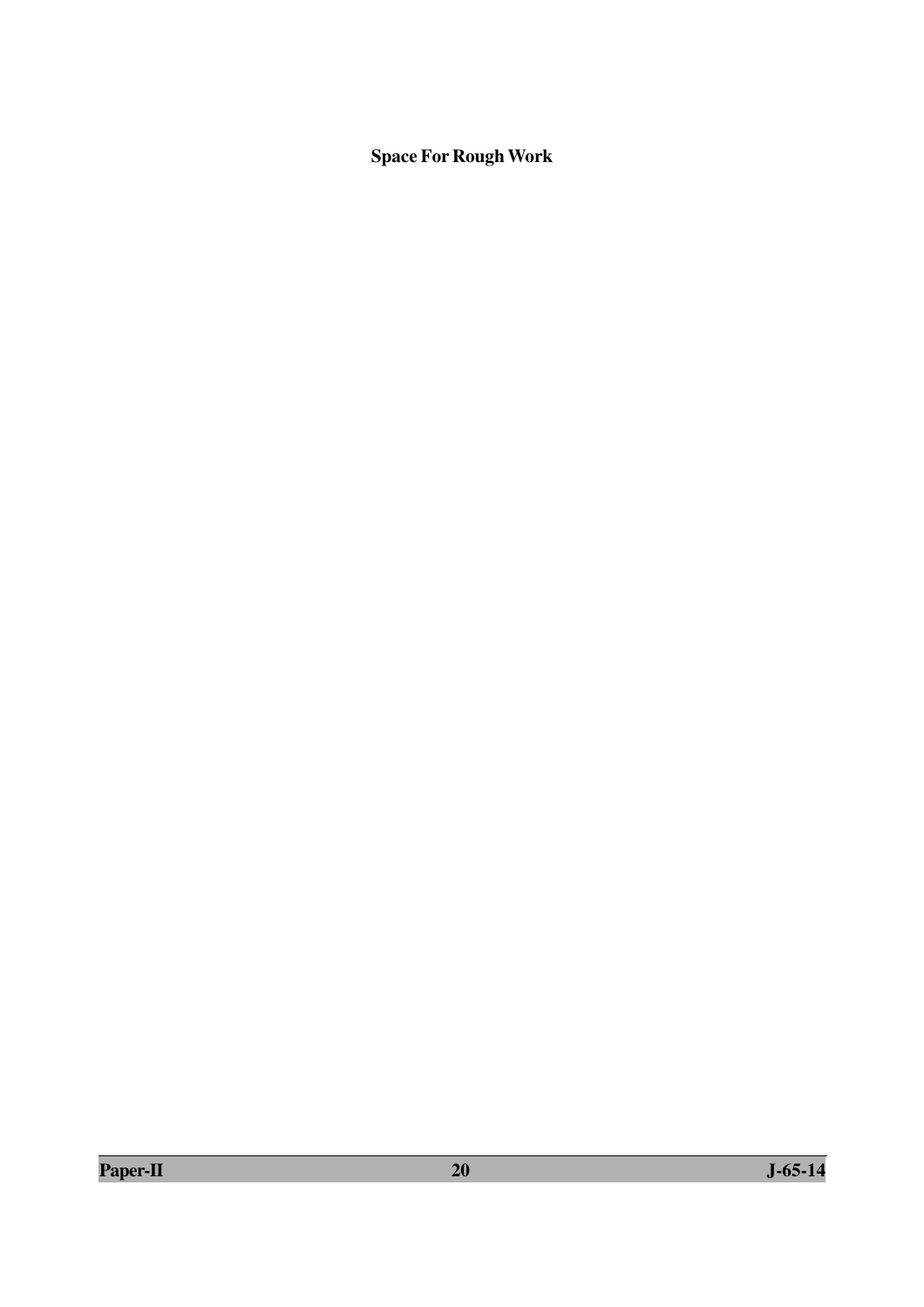**Space For Rough Work**